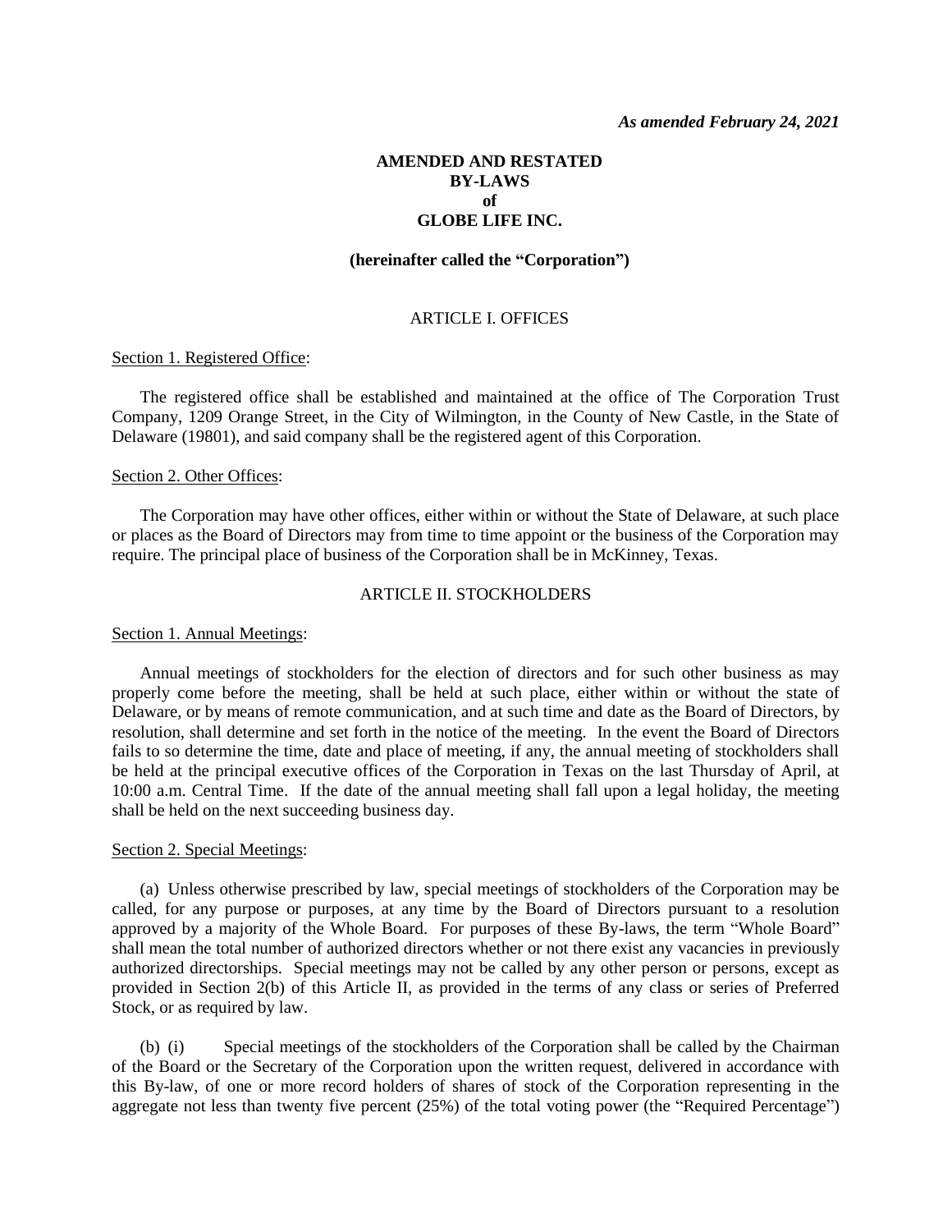*As amended February 24, 2021*

# AMENDED AND RESTATED BY-LAWS of GLOBE LIFE INC.

**(hereinafter called the "Corporation")**

## ARTICLE I. OFFICES

Section 1. Registered Office:

The registered office shall be established and maintained at the office of The Corporation Trust Company, 1209 Orange Street, in the City of Wilmington, in the County of New Castle, in the State of Delaware (19801), and said company shall be the registered agent of this Corporation.

Section 2. Other Offices:

The Corporation may have other offices, either within or without the State of Delaware, at such place or places as the Board of Directors may from time to time appoint or the business of the Corporation may require. The principal place of business of the Corporation shall be in McKinney, Texas.

## ARTICLE II. STOCKHOLDERS

Section 1. Annual Meetings:

Annual meetings of stockholders for the election of directors and for such other business as may properly come before the meeting, shall be held at such place, either within or without the state of Delaware, or by means of remote communication, and at such time and date as the Board of Directors, by resolution, shall determine and set forth in the notice of the meeting. In the event the Board of Directors fails to so determine the time, date and place of meeting, if any, the annual meeting of stockholders shall be held at the principal executive offices of the Corporation in Texas on the last Thursday of April, at 10:00 a.m. Central Time. If the date of the annual meeting shall fall upon a legal holiday, the meeting shall be held on the next succeeding business day.

Section 2. Special Meetings:

(a) Unless otherwise prescribed by law, special meetings of stockholders of the Corporation may be called, for any purpose or purposes, at any time by the Board of Directors pursuant to a resolution approved by a majority of the Whole Board. For purposes of these By-laws, the term "Whole Board" shall mean the total number of authorized directors whether or not there exist any vacancies in previously authorized directorships. Special meetings may not be called by any other person or persons, except as provided in Section 2(b) of this Article II, as provided in the terms of any class or series of Preferred Stock, or as required by law.

(b) (i) Special meetings of the stockholders of the Corporation shall be called by the Chairman of the Board or the Secretary of the Corporation upon the written request, delivered in accordance with this By-law, of one or more record holders of shares of stock of the Corporation representing in the aggregate not less than twenty five percent (25%) of the total voting power (the "Required Percentage")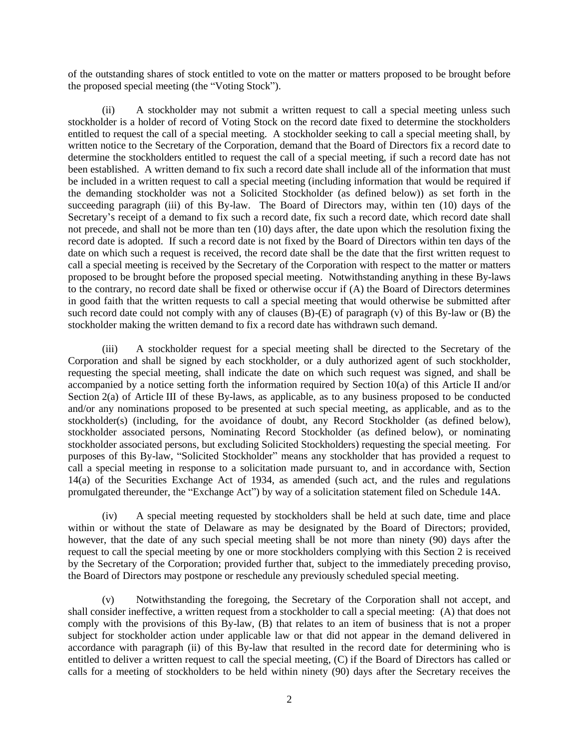of the outstanding shares of stock entitled to vote on the matter or matters proposed to be brought before the proposed special meeting (the "Voting Stock").

(ii) A stockholder may not submit a written request to call a special meeting unless such stockholder is a holder of record of Voting Stock on the record date fixed to determine the stockholders entitled to request the call of a special meeting. A stockholder seeking to call a special meeting shall, by written notice to the Secretary of the Corporation, demand that the Board of Directors fix a record date to determine the stockholders entitled to request the call of a special meeting, if such a record date has not been established. A written demand to fix such a record date shall include all of the information that must be included in a written request to call a special meeting (including information that would be required if the demanding stockholder was not a Solicited Stockholder (as defined below)) as set forth in the succeeding paragraph (iii) of this By-law. The Board of Directors may, within ten (10) days of the Secretary's receipt of a demand to fix such a record date, fix such a record date, which record date shall not precede, and shall not be more than ten (10) days after, the date upon which the resolution fixing the record date is adopted. If such a record date is not fixed by the Board of Directors within ten days of the date on which such a request is received, the record date shall be the date that the first written request to call a special meeting is received by the Secretary of the Corporation with respect to the matter or matters proposed to be brought before the proposed special meeting. Notwithstanding anything in these By-laws to the contrary, no record date shall be fixed or otherwise occur if (A) the Board of Directors determines in good faith that the written requests to call a special meeting that would otherwise be submitted after such record date could not comply with any of clauses (B)-(E) of paragraph (v) of this By-law or (B) the stockholder making the written demand to fix a record date has withdrawn such demand.

(iii) A stockholder request for a special meeting shall be directed to the Secretary of the Corporation and shall be signed by each stockholder, or a duly authorized agent of such stockholder, requesting the special meeting, shall indicate the date on which such request was signed, and shall be accompanied by a notice setting forth the information required by Section 10(a) of this Article II and/or Section 2(a) of Article III of these By-laws, as applicable, as to any business proposed to be conducted and/or any nominations proposed to be presented at such special meeting, as applicable, and as to the stockholder(s) (including, for the avoidance of doubt, any Record Stockholder (as defined below), stockholder associated persons, Nominating Record Stockholder (as defined below), or nominating stockholder associated persons, but excluding Solicited Stockholders) requesting the special meeting. For purposes of this By-law, "Solicited Stockholder" means any stockholder that has provided a request to call a special meeting in response to a solicitation made pursuant to, and in accordance with, Section 14(a) of the Securities Exchange Act of 1934, as amended (such act, and the rules and regulations promulgated thereunder, the "Exchange Act") by way of a solicitation statement filed on Schedule 14A.

(iv) A special meeting requested by stockholders shall be held at such date, time and place within or without the state of Delaware as may be designated by the Board of Directors; provided, however, that the date of any such special meeting shall be not more than ninety (90) days after the request to call the special meeting by one or more stockholders complying with this Section 2 is received by the Secretary of the Corporation; provided further that, subject to the immediately preceding proviso, the Board of Directors may postpone or reschedule any previously scheduled special meeting.

(v) Notwithstanding the foregoing, the Secretary of the Corporation shall not accept, and shall consider ineffective, a written request from a stockholder to call a special meeting: (A) that does not comply with the provisions of this By-law, (B) that relates to an item of business that is not a proper subject for stockholder action under applicable law or that did not appear in the demand delivered in accordance with paragraph (ii) of this By-law that resulted in the record date for determining who is entitled to deliver a written request to call the special meeting, (C) if the Board of Directors has called or calls for a meeting of stockholders to be held within ninety (90) days after the Secretary receives the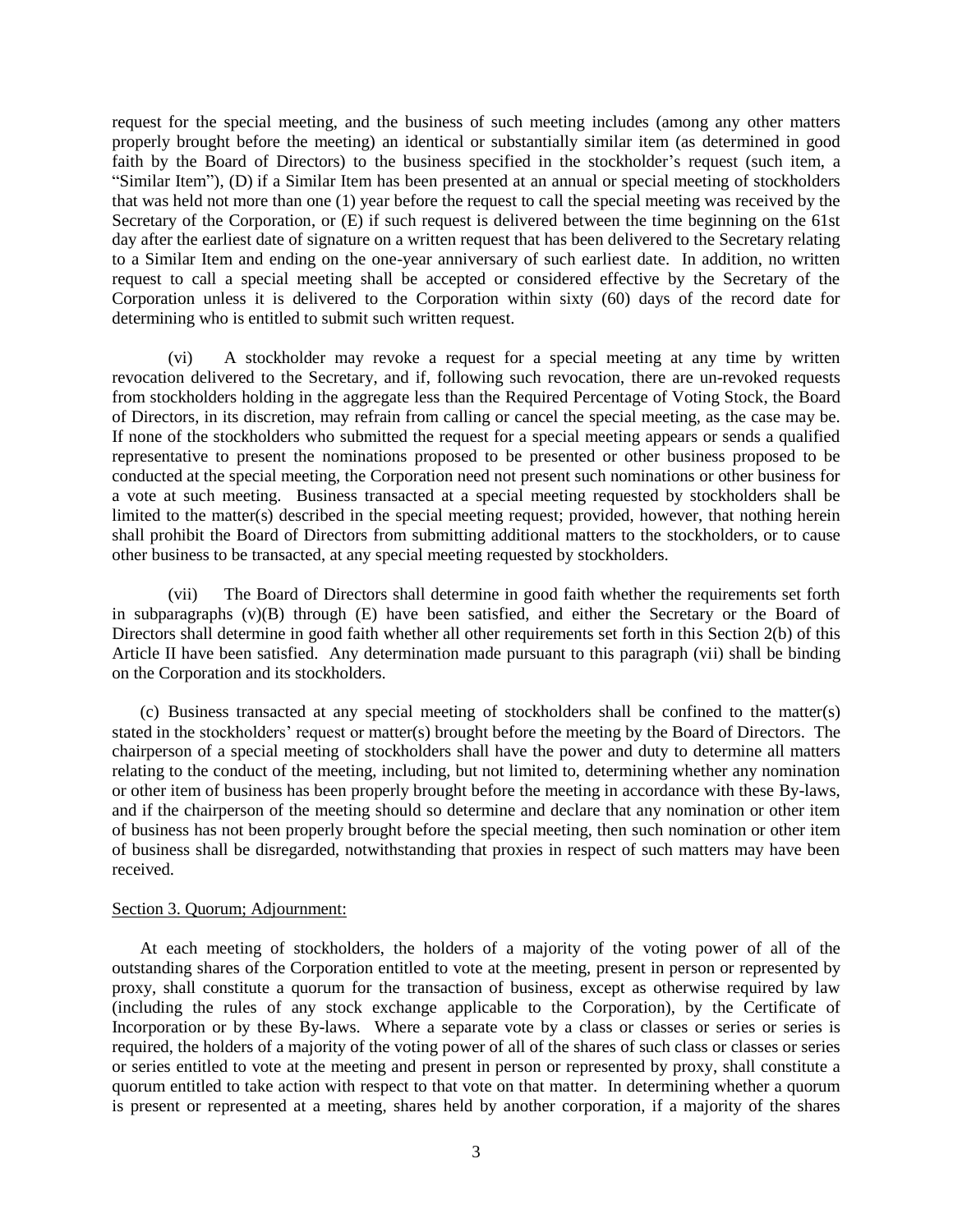request for the special meeting, and the business of such meeting includes (among any other matters properly brought before the meeting) an identical or substantially similar item (as determined in good faith by the Board of Directors) to the business specified in the stockholder's request (such item, a "Similar Item"), (D) if a Similar Item has been presented at an annual or special meeting of stockholders that was held not more than one (1) year before the request to call the special meeting was received by the Secretary of the Corporation, or (E) if such request is delivered between the time beginning on the 61st day after the earliest date of signature on a written request that has been delivered to the Secretary relating to a Similar Item and ending on the one-year anniversary of such earliest date. In addition, no written request to call a special meeting shall be accepted or considered effective by the Secretary of the Corporation unless it is delivered to the Corporation within sixty (60) days of the record date for determining who is entitled to submit such written request.

(vi) A stockholder may revoke a request for a special meeting at any time by written revocation delivered to the Secretary, and if, following such revocation, there are un-revoked requests from stockholders holding in the aggregate less than the Required Percentage of Voting Stock, the Board of Directors, in its discretion, may refrain from calling or cancel the special meeting, as the case may be. If none of the stockholders who submitted the request for a special meeting appears or sends a qualified representative to present the nominations proposed to be presented or other business proposed to be conducted at the special meeting, the Corporation need not present such nominations or other business for a vote at such meeting. Business transacted at a special meeting requested by stockholders shall be limited to the matter(s) described in the special meeting request; provided, however, that nothing herein shall prohibit the Board of Directors from submitting additional matters to the stockholders, or to cause other business to be transacted, at any special meeting requested by stockholders.

(vii) The Board of Directors shall determine in good faith whether the requirements set forth in subparagraphs (v)(B) through (E) have been satisfied, and either the Secretary or the Board of Directors shall determine in good faith whether all other requirements set forth in this Section 2(b) of this Article II have been satisfied. Any determination made pursuant to this paragraph (vii) shall be binding on the Corporation and its stockholders.

(c) Business transacted at any special meeting of stockholders shall be confined to the matter(s) stated in the stockholders' request or matter(s) brought before the meeting by the Board of Directors. The chairperson of a special meeting of stockholders shall have the power and duty to determine all matters relating to the conduct of the meeting, including, but not limited to, determining whether any nomination or other item of business has been properly brought before the meeting in accordance with these By-laws, and if the chairperson of the meeting should so determine and declare that any nomination or other item of business has not been properly brought before the special meeting, then such nomination or other item of business shall be disregarded, notwithstanding that proxies in respect of such matters may have been received.

Section 3. Quorum; Adjournment:

At each meeting of stockholders, the holders of a majority of the voting power of all of the outstanding shares of the Corporation entitled to vote at the meeting, present in person or represented by proxy, shall constitute a quorum for the transaction of business, except as otherwise required by law (including the rules of any stock exchange applicable to the Corporation), by the Certificate of Incorporation or by these By-laws. Where a separate vote by a class or classes or series or series is required, the holders of a majority of the voting power of all of the shares of such class or classes or series or series entitled to vote at the meeting and present in person or represented by proxy, shall constitute a quorum entitled to take action with respect to that vote on that matter. In determining whether a quorum is present or represented at a meeting, shares held by another corporation, if a majority of the shares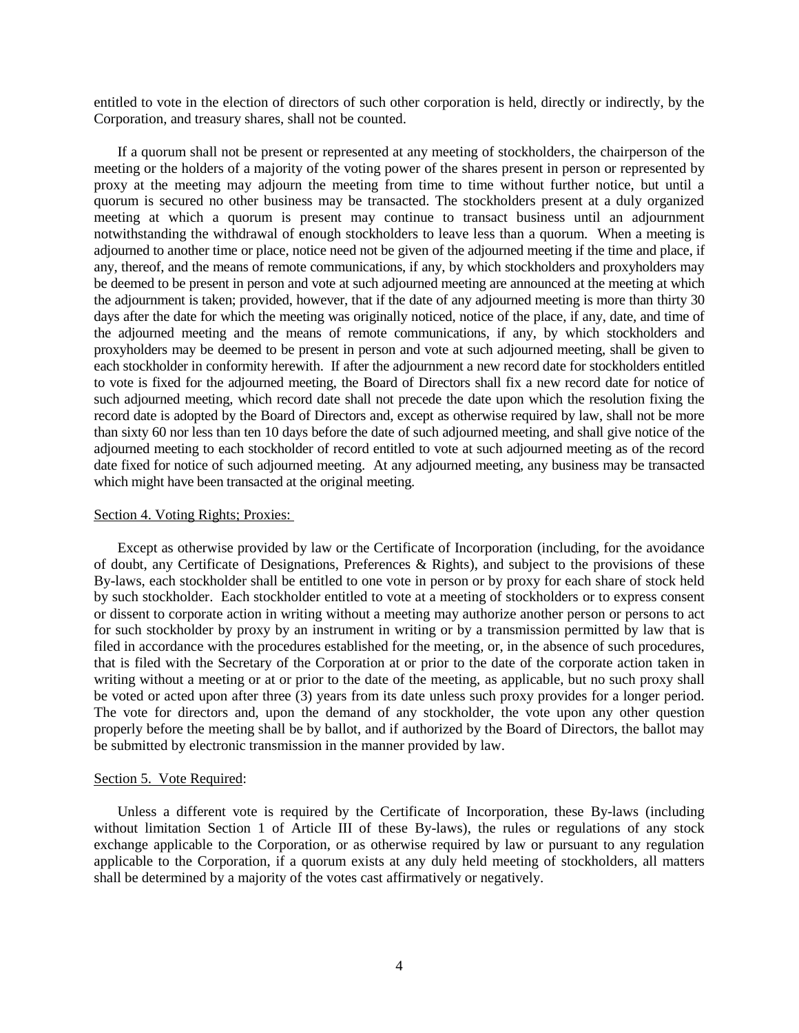entitled to vote in the election of directors of such other corporation is held, directly or indirectly, by the Corporation, and treasury shares, shall not be counted.

If a quorum shall not be present or represented at any meeting of stockholders, the chairperson of the meeting or the holders of a majority of the voting power of the shares present in person or represented by proxy at the meeting may adjourn the meeting from time to time without further notice, but until a quorum is secured no other business may be transacted. The stockholders present at a duly organized meeting at which a quorum is present may continue to transact business until an adjournment notwithstanding the withdrawal of enough stockholders to leave less than a quorum. When a meeting is adjourned to another time or place, notice need not be given of the adjourned meeting if the time and place, if any, thereof, and the means of remote communications, if any, by which stockholders and proxyholders may be deemed to be present in person and vote at such adjourned meeting are announced at the meeting at which the adjournment is taken; provided, however, that if the date of any adjourned meeting is more than thirty 30 days after the date for which the meeting was originally noticed, notice of the place, if any, date, and time of the adjourned meeting and the means of remote communications, if any, by which stockholders and proxyholders may be deemed to be present in person and vote at such adjourned meeting, shall be given to each stockholder in conformity herewith. If after the adjournment a new record date for stockholders entitled to vote is fixed for the adjourned meeting, the Board of Directors shall fix a new record date for notice of such adjourned meeting, which record date shall not precede the date upon which the resolution fixing the record date is adopted by the Board of Directors and, except as otherwise required by law, shall not be more than sixty 60 nor less than ten 10 days before the date of such adjourned meeting, and shall give notice of the adjourned meeting to each stockholder of record entitled to vote at such adjourned meeting as of the record date fixed for notice of such adjourned meeting. At any adjourned meeting, any business may be transacted which might have been transacted at the original meeting.

Section 4. Voting Rights; Proxies:

Except as otherwise provided by law or the Certificate of Incorporation (including, for the avoidance of doubt, any Certificate of Designations, Preferences & Rights), and subject to the provisions of these By-laws, each stockholder shall be entitled to one vote in person or by proxy for each share of stock held by such stockholder. Each stockholder entitled to vote at a meeting of stockholders or to express consent or dissent to corporate action in writing without a meeting may authorize another person or persons to act for such stockholder by proxy by an instrument in writing or by a transmission permitted by law that is filed in accordance with the procedures established for the meeting, or, in the absence of such procedures, that is filed with the Secretary of the Corporation at or prior to the date of the corporate action taken in writing without a meeting or at or prior to the date of the meeting, as applicable, but no such proxy shall be voted or acted upon after three (3) years from its date unless such proxy provides for a longer period. The vote for directors and, upon the demand of any stockholder, the vote upon any other question properly before the meeting shall be by ballot, and if authorized by the Board of Directors, the ballot may be submitted by electronic transmission in the manner provided by law.

Section 5. Vote Required:

Unless a different vote is required by the Certificate of Incorporation, these By-laws (including without limitation Section 1 of Article III of these By-laws), the rules or regulations of any stock exchange applicable to the Corporation, or as otherwise required by law or pursuant to any regulation applicable to the Corporation, if a quorum exists at any duly held meeting of stockholders, all matters shall be determined by a majority of the votes cast affirmatively or negatively.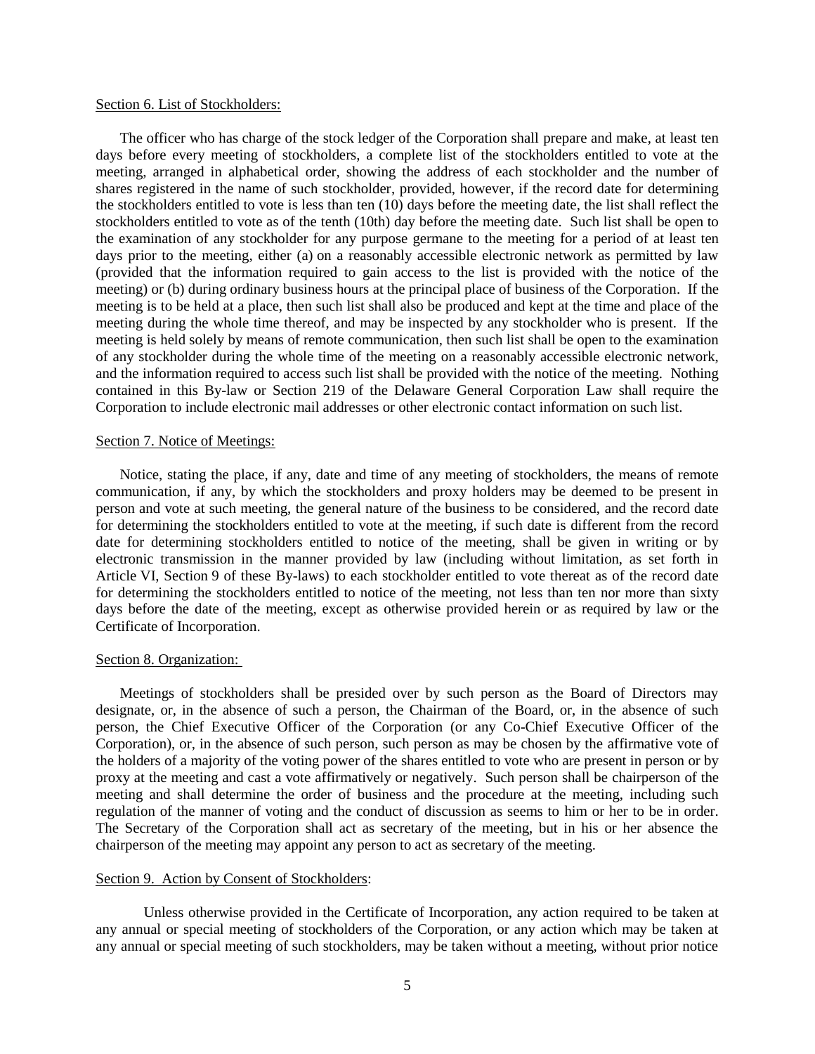Section 6. List of Stockholders:

The officer who has charge of the stock ledger of the Corporation shall prepare and make, at least ten days before every meeting of stockholders, a complete list of the stockholders entitled to vote at the meeting, arranged in alphabetical order, showing the address of each stockholder and the number of shares registered in the name of such stockholder, provided, however, if the record date for determining the stockholders entitled to vote is less than ten (10) days before the meeting date, the list shall reflect the stockholders entitled to vote as of the tenth (10th) day before the meeting date. Such list shall be open to the examination of any stockholder for any purpose germane to the meeting for a period of at least ten days prior to the meeting, either (a) on a reasonably accessible electronic network as permitted by law (provided that the information required to gain access to the list is provided with the notice of the meeting) or (b) during ordinary business hours at the principal place of business of the Corporation. If the meeting is to be held at a place, then such list shall also be produced and kept at the time and place of the meeting during the whole time thereof, and may be inspected by any stockholder who is present. If the meeting is held solely by means of remote communication, then such list shall be open to the examination of any stockholder during the whole time of the meeting on a reasonably accessible electronic network, and the information required to access such list shall be provided with the notice of the meeting. Nothing contained in this By-law or Section 219 of the Delaware General Corporation Law shall require the Corporation to include electronic mail addresses or other electronic contact information on such list.

Section 7. Notice of Meetings:

Notice, stating the place, if any, date and time of any meeting of stockholders, the means of remote communication, if any, by which the stockholders and proxy holders may be deemed to be present in person and vote at such meeting, the general nature of the business to be considered, and the record date for determining the stockholders entitled to vote at the meeting, if such date is different from the record date for determining stockholders entitled to notice of the meeting, shall be given in writing or by electronic transmission in the manner provided by law (including without limitation, as set forth in Article VI, Section 9 of these By-laws) to each stockholder entitled to vote thereat as of the record date for determining the stockholders entitled to notice of the meeting, not less than ten nor more than sixty days before the date of the meeting, except as otherwise provided herein or as required by law or the Certificate of Incorporation.

Section 8. Organization:

Meetings of stockholders shall be presided over by such person as the Board of Directors may designate, or, in the absence of such a person, the Chairman of the Board, or, in the absence of such person, the Chief Executive Officer of the Corporation (or any Co-Chief Executive Officer of the Corporation), or, in the absence of such person, such person as may be chosen by the affirmative vote of the holders of a majority of the voting power of the shares entitled to vote who are present in person or by proxy at the meeting and cast a vote affirmatively or negatively. Such person shall be chairperson of the meeting and shall determine the order of business and the procedure at the meeting, including such regulation of the manner of voting and the conduct of discussion as seems to him or her to be in order. The Secretary of the Corporation shall act as secretary of the meeting, but in his or her absence the chairperson of the meeting may appoint any person to act as secretary of the meeting.

Section 9. Action by Consent of Stockholders:

Unless otherwise provided in the Certificate of Incorporation, any action required to be taken at any annual or special meeting of stockholders of the Corporation, or any action which may be taken at any annual or special meeting of such stockholders, may be taken without a meeting, without prior notice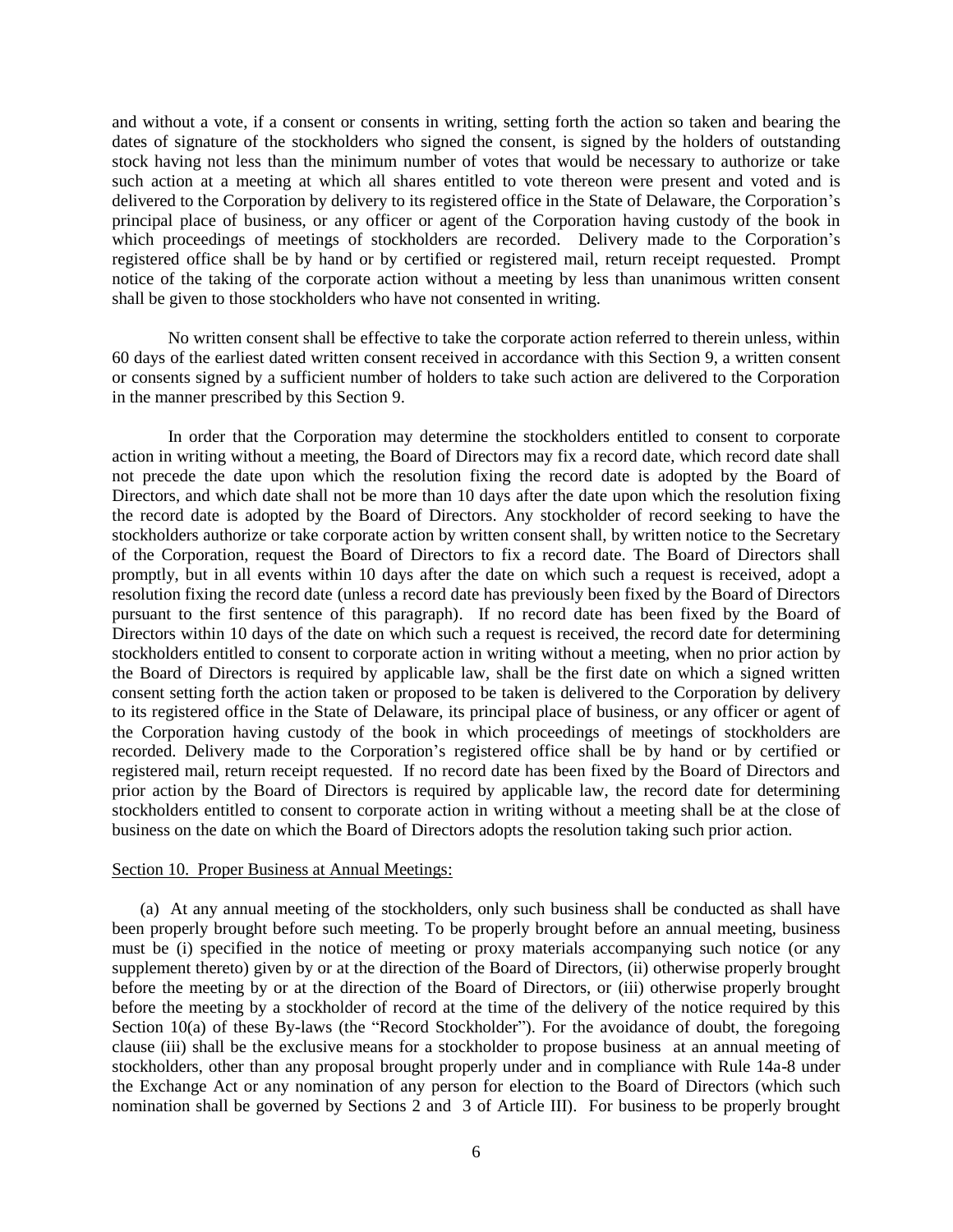and without a vote, if a consent or consents in writing, setting forth the action so taken and bearing the dates of signature of the stockholders who signed the consent, is signed by the holders of outstanding stock having not less than the minimum number of votes that would be necessary to authorize or take such action at a meeting at which all shares entitled to vote thereon were present and voted and is delivered to the Corporation by delivery to its registered office in the State of Delaware, the Corporation's principal place of business, or any officer or agent of the Corporation having custody of the book in which proceedings of meetings of stockholders are recorded. Delivery made to the Corporation's registered office shall be by hand or by certified or registered mail, return receipt requested. Prompt notice of the taking of the corporate action without a meeting by less than unanimous written consent shall be given to those stockholders who have not consented in writing.

No written consent shall be effective to take the corporate action referred to therein unless, within 60 days of the earliest dated written consent received in accordance with this Section 9, a written consent or consents signed by a sufficient number of holders to take such action are delivered to the Corporation in the manner prescribed by this Section 9.

In order that the Corporation may determine the stockholders entitled to consent to corporate action in writing without a meeting, the Board of Directors may fix a record date, which record date shall not precede the date upon which the resolution fixing the record date is adopted by the Board of Directors, and which date shall not be more than 10 days after the date upon which the resolution fixing the record date is adopted by the Board of Directors. Any stockholder of record seeking to have the stockholders authorize or take corporate action by written consent shall, by written notice to the Secretary of the Corporation, request the Board of Directors to fix a record date. The Board of Directors shall promptly, but in all events within 10 days after the date on which such a request is received, adopt a resolution fixing the record date (unless a record date has previously been fixed by the Board of Directors pursuant to the first sentence of this paragraph). If no record date has been fixed by the Board of Directors within 10 days of the date on which such a request is received, the record date for determining stockholders entitled to consent to corporate action in writing without a meeting, when no prior action by the Board of Directors is required by applicable law, shall be the first date on which a signed written consent setting forth the action taken or proposed to be taken is delivered to the Corporation by delivery to its registered office in the State of Delaware, its principal place of business, or any officer or agent of the Corporation having custody of the book in which proceedings of meetings of stockholders are recorded. Delivery made to the Corporation's registered office shall be by hand or by certified or registered mail, return receipt requested. If no record date has been fixed by the Board of Directors and prior action by the Board of Directors is required by applicable law, the record date for determining stockholders entitled to consent to corporate action in writing without a meeting shall be at the close of business on the date on which the Board of Directors adopts the resolution taking such prior action.

Section 10. Proper Business at Annual Meetings:

(a) At any annual meeting of the stockholders, only such business shall be conducted as shall have been properly brought before such meeting. To be properly brought before an annual meeting, business must be (i) specified in the notice of meeting or proxy materials accompanying such notice (or any supplement thereto) given by or at the direction of the Board of Directors, (ii) otherwise properly brought before the meeting by or at the direction of the Board of Directors, or (iii) otherwise properly brought before the meeting by a stockholder of record at the time of the delivery of the notice required by this Section 10(a) of these By-laws (the "Record Stockholder"). For the avoidance of doubt, the foregoing clause (iii) shall be the exclusive means for a stockholder to propose business at an annual meeting of stockholders, other than any proposal brought properly under and in compliance with Rule 14a-8 under the Exchange Act or any nomination of any person for election to the Board of Directors (which such nomination shall be governed by Sections 2 and 3 of Article III). For business to be properly brought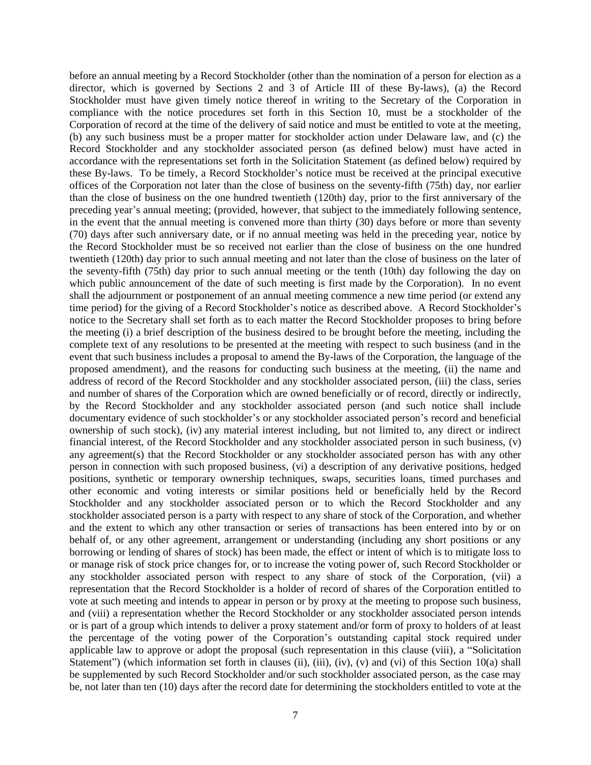before an annual meeting by a Record Stockholder (other than the nomination of a person for election as a director, which is governed by Sections 2 and 3 of Article III of these By-laws), (a) the Record Stockholder must have given timely notice thereof in writing to the Secretary of the Corporation in compliance with the notice procedures set forth in this Section 10, must be a stockholder of the Corporation of record at the time of the delivery of said notice and must be entitled to vote at the meeting, (b) any such business must be a proper matter for stockholder action under Delaware law, and (c) the Record Stockholder and any stockholder associated person (as defined below) must have acted in accordance with the representations set forth in the Solicitation Statement (as defined below) required by these By-laws. To be timely, a Record Stockholder's notice must be received at the principal executive offices of the Corporation not later than the close of business on the seventy-fifth (75th) day, nor earlier than the close of business on the one hundred twentieth (120th) day, prior to the first anniversary of the preceding year's annual meeting; (provided, however, that subject to the immediately following sentence, in the event that the annual meeting is convened more than thirty (30) days before or more than seventy (70) days after such anniversary date, or if no annual meeting was held in the preceding year, notice by the Record Stockholder must be so received not earlier than the close of business on the one hundred twentieth (120th) day prior to such annual meeting and not later than the close of business on the later of the seventy-fifth (75th) day prior to such annual meeting or the tenth (10th) day following the day on which public announcement of the date of such meeting is first made by the Corporation). In no event shall the adjournment or postponement of an annual meeting commence a new time period (or extend any time period) for the giving of a Record Stockholder's notice as described above. A Record Stockholder's notice to the Secretary shall set forth as to each matter the Record Stockholder proposes to bring before the meeting (i) a brief description of the business desired to be brought before the meeting, including the complete text of any resolutions to be presented at the meeting with respect to such business (and in the event that such business includes a proposal to amend the By-laws of the Corporation, the language of the proposed amendment), and the reasons for conducting such business at the meeting, (ii) the name and address of record of the Record Stockholder and any stockholder associated person, (iii) the class, series and number of shares of the Corporation which are owned beneficially or of record, directly or indirectly, by the Record Stockholder and any stockholder associated person (and such notice shall include documentary evidence of such stockholder's or any stockholder associated person's record and beneficial ownership of such stock), (iv) any material interest including, but not limited to, any direct or indirect financial interest, of the Record Stockholder and any stockholder associated person in such business, (v) any agreement(s) that the Record Stockholder or any stockholder associated person has with any other person in connection with such proposed business, (vi) a description of any derivative positions, hedged positions, synthetic or temporary ownership techniques, swaps, securities loans, timed purchases and other economic and voting interests or similar positions held or beneficially held by the Record Stockholder and any stockholder associated person or to which the Record Stockholder and any stockholder associated person is a party with respect to any share of stock of the Corporation, and whether and the extent to which any other transaction or series of transactions has been entered into by or on behalf of, or any other agreement, arrangement or understanding (including any short positions or any borrowing or lending of shares of stock) has been made, the effect or intent of which is to mitigate loss to or manage risk of stock price changes for, or to increase the voting power of, such Record Stockholder or any stockholder associated person with respect to any share of stock of the Corporation, (vii) a representation that the Record Stockholder is a holder of record of shares of the Corporation entitled to vote at such meeting and intends to appear in person or by proxy at the meeting to propose such business, and (viii) a representation whether the Record Stockholder or any stockholder associated person intends or is part of a group which intends to deliver a proxy statement and/or form of proxy to holders of at least the percentage of the voting power of the Corporation's outstanding capital stock required under applicable law to approve or adopt the proposal (such representation in this clause (viii), a "Solicitation Statement") (which information set forth in clauses (ii), (iii), (iv), (v) and (vi) of this Section 10(a) shall be supplemented by such Record Stockholder and/or such stockholder associated person, as the case may be, not later than ten (10) days after the record date for determining the stockholders entitled to vote at the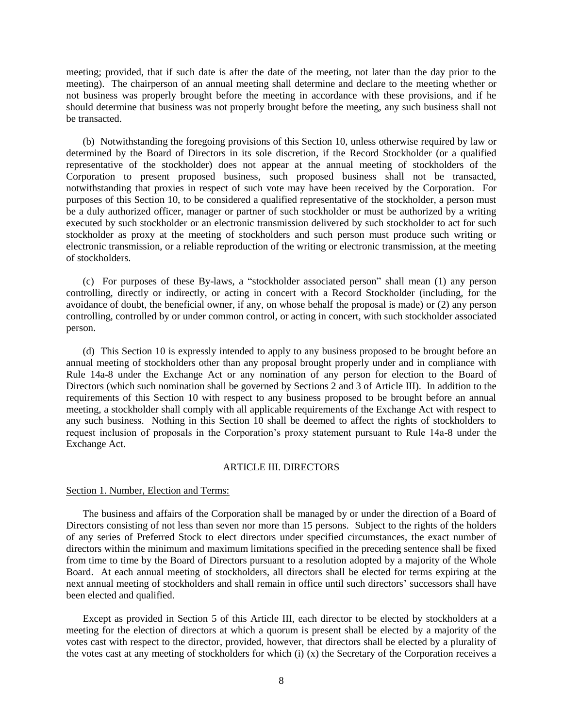meeting; provided, that if such date is after the date of the meeting, not later than the day prior to the meeting). The chairperson of an annual meeting shall determine and declare to the meeting whether or not business was properly brought before the meeting in accordance with these provisions, and if he should determine that business was not properly brought before the meeting, any such business shall not be transacted.

(b) Notwithstanding the foregoing provisions of this Section 10, unless otherwise required by law or determined by the Board of Directors in its sole discretion, if the Record Stockholder (or a qualified representative of the stockholder) does not appear at the annual meeting of stockholders of the Corporation to present proposed business, such proposed business shall not be transacted, notwithstanding that proxies in respect of such vote may have been received by the Corporation. For purposes of this Section 10, to be considered a qualified representative of the stockholder, a person must be a duly authorized officer, manager or partner of such stockholder or must be authorized by a writing executed by such stockholder or an electronic transmission delivered by such stockholder to act for such stockholder as proxy at the meeting of stockholders and such person must produce such writing or electronic transmission, or a reliable reproduction of the writing or electronic transmission, at the meeting of stockholders.

(c) For purposes of these By-laws, a "stockholder associated person" shall mean (1) any person controlling, directly or indirectly, or acting in concert with a Record Stockholder (including, for the avoidance of doubt, the beneficial owner, if any, on whose behalf the proposal is made) or (2) any person controlling, controlled by or under common control, or acting in concert, with such stockholder associated person.

(d) This Section 10 is expressly intended to apply to any business proposed to be brought before an annual meeting of stockholders other than any proposal brought properly under and in compliance with Rule 14a-8 under the Exchange Act or any nomination of any person for election to the Board of Directors (which such nomination shall be governed by Sections 2 and 3 of Article III). In addition to the requirements of this Section 10 with respect to any business proposed to be brought before an annual meeting, a stockholder shall comply with all applicable requirements of the Exchange Act with respect to any such business. Nothing in this Section 10 shall be deemed to affect the rights of stockholders to request inclusion of proposals in the Corporation's proxy statement pursuant to Rule 14a-8 under the Exchange Act.

## ARTICLE III. DIRECTORS

### Section 1. Number, Election and Terms:

The business and affairs of the Corporation shall be managed by or under the direction of a Board of Directors consisting of not less than seven nor more than 15 persons. Subject to the rights of the holders of any series of Preferred Stock to elect directors under specified circumstances, the exact number of directors within the minimum and maximum limitations specified in the preceding sentence shall be fixed from time to time by the Board of Directors pursuant to a resolution adopted by a majority of the Whole Board. At each annual meeting of stockholders, all directors shall be elected for terms expiring at the next annual meeting of stockholders and shall remain in office until such directors' successors shall have been elected and qualified.

Except as provided in Section 5 of this Article III, each director to be elected by stockholders at a meeting for the election of directors at which a quorum is present shall be elected by a majority of the votes cast with respect to the director, provided, however, that directors shall be elected by a plurality of the votes cast at any meeting of stockholders for which (i) (x) the Secretary of the Corporation receives a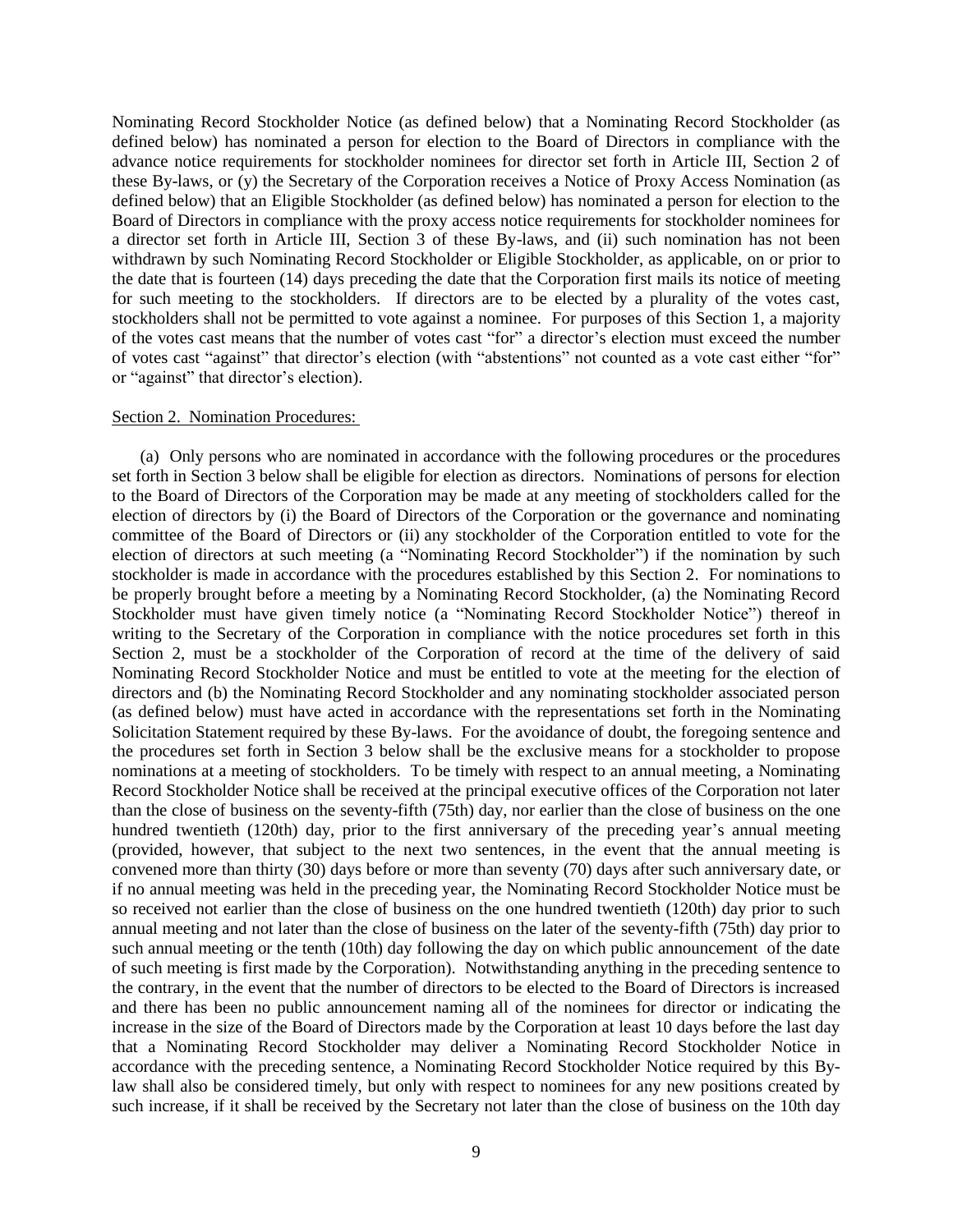Nominating Record Stockholder Notice (as defined below) that a Nominating Record Stockholder (as defined below) has nominated a person for election to the Board of Directors in compliance with the advance notice requirements for stockholder nominees for director set forth in Article III, Section 2 of these By-laws, or (y) the Secretary of the Corporation receives a Notice of Proxy Access Nomination (as defined below) that an Eligible Stockholder (as defined below) has nominated a person for election to the Board of Directors in compliance with the proxy access notice requirements for stockholder nominees for a director set forth in Article III, Section 3 of these By-laws, and (ii) such nomination has not been withdrawn by such Nominating Record Stockholder or Eligible Stockholder, as applicable, on or prior to the date that is fourteen (14) days preceding the date that the Corporation first mails its notice of meeting for such meeting to the stockholders. If directors are to be elected by a plurality of the votes cast, stockholders shall not be permitted to vote against a nominee. For purposes of this Section 1, a majority of the votes cast means that the number of votes cast "for" a director's election must exceed the number of votes cast "against" that director's election (with "abstentions" not counted as a vote cast either "for" or "against" that director's election).

Section 2. Nomination Procedures:

(a) Only persons who are nominated in accordance with the following procedures or the procedures set forth in Section 3 below shall be eligible for election as directors. Nominations of persons for election to the Board of Directors of the Corporation may be made at any meeting of stockholders called for the election of directors by (i) the Board of Directors of the Corporation or the governance and nominating committee of the Board of Directors or (ii) any stockholder of the Corporation entitled to vote for the election of directors at such meeting (a "Nominating Record Stockholder") if the nomination by such stockholder is made in accordance with the procedures established by this Section 2. For nominations to be properly brought before a meeting by a Nominating Record Stockholder, (a) the Nominating Record Stockholder must have given timely notice (a "Nominating Record Stockholder Notice") thereof in writing to the Secretary of the Corporation in compliance with the notice procedures set forth in this Section 2, must be a stockholder of the Corporation of record at the time of the delivery of said Nominating Record Stockholder Notice and must be entitled to vote at the meeting for the election of directors and (b) the Nominating Record Stockholder and any nominating stockholder associated person (as defined below) must have acted in accordance with the representations set forth in the Nominating Solicitation Statement required by these By-laws. For the avoidance of doubt, the foregoing sentence and the procedures set forth in Section 3 below shall be the exclusive means for a stockholder to propose nominations at a meeting of stockholders. To be timely with respect to an annual meeting, a Nominating Record Stockholder Notice shall be received at the principal executive offices of the Corporation not later than the close of business on the seventy-fifth (75th) day, nor earlier than the close of business on the one hundred twentieth (120th) day, prior to the first anniversary of the preceding year's annual meeting (provided, however, that subject to the next two sentences, in the event that the annual meeting is convened more than thirty (30) days before or more than seventy (70) days after such anniversary date, or if no annual meeting was held in the preceding year, the Nominating Record Stockholder Notice must be so received not earlier than the close of business on the one hundred twentieth (120th) day prior to such annual meeting and not later than the close of business on the later of the seventy-fifth (75th) day prior to such annual meeting or the tenth (10th) day following the day on which public announcement of the date of such meeting is first made by the Corporation). Notwithstanding anything in the preceding sentence to the contrary, in the event that the number of directors to be elected to the Board of Directors is increased and there has been no public announcement naming all of the nominees for director or indicating the increase in the size of the Board of Directors made by the Corporation at least 10 days before the last day that a Nominating Record Stockholder may deliver a Nominating Record Stockholder Notice in accordance with the preceding sentence, a Nominating Record Stockholder Notice required by this By-law shall also be considered timely, but only with respect to nominees for any new positions created by such increase, if it shall be received by the Secretary not later than the close of business on the 10th day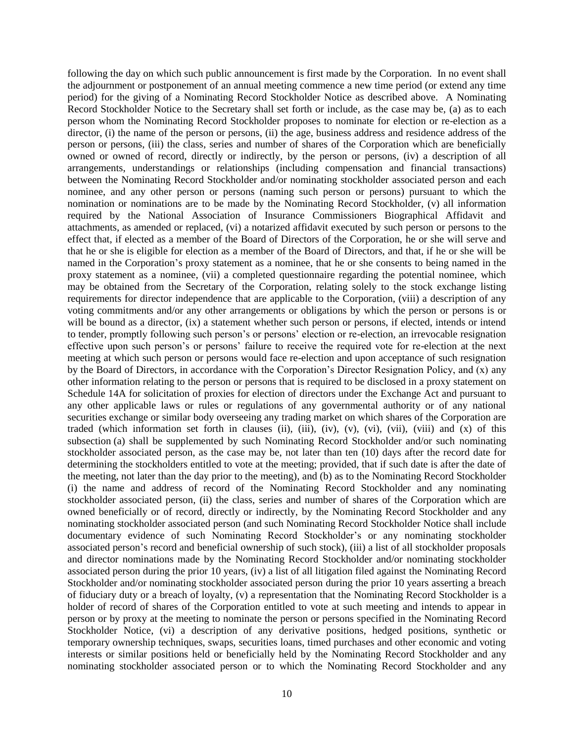following the day on which such public announcement is first made by the Corporation. In no event shall the adjournment or postponement of an annual meeting commence a new time period (or extend any time period) for the giving of a Nominating Record Stockholder Notice as described above. A Nominating Record Stockholder Notice to the Secretary shall set forth or include, as the case may be, (a) as to each person whom the Nominating Record Stockholder proposes to nominate for election or re-election as a director, (i) the name of the person or persons, (ii) the age, business address and residence address of the person or persons, (iii) the class, series and number of shares of the Corporation which are beneficially owned or owned of record, directly or indirectly, by the person or persons, (iv) a description of all arrangements, understandings or relationships (including compensation and financial transactions) between the Nominating Record Stockholder and/or nominating stockholder associated person and each nominee, and any other person or persons (naming such person or persons) pursuant to which the nomination or nominations are to be made by the Nominating Record Stockholder, (v) all information required by the National Association of Insurance Commissioners Biographical Affidavit and attachments, as amended or replaced, (vi) a notarized affidavit executed by such person or persons to the effect that, if elected as a member of the Board of Directors of the Corporation, he or she will serve and that he or she is eligible for election as a member of the Board of Directors, and that, if he or she will be named in the Corporation's proxy statement as a nominee, that he or she consents to being named in the proxy statement as a nominee, (vii) a completed questionnaire regarding the potential nominee, which may be obtained from the Secretary of the Corporation, relating solely to the stock exchange listing requirements for director independence that are applicable to the Corporation, (viii) a description of any voting commitments and/or any other arrangements or obligations by which the person or persons is or will be bound as a director, (ix) a statement whether such person or persons, if elected, intends or intend to tender, promptly following such person's or persons' election or re-election, an irrevocable resignation effective upon such person's or persons' failure to receive the required vote for re-election at the next meeting at which such person or persons would face re-election and upon acceptance of such resignation by the Board of Directors, in accordance with the Corporation's Director Resignation Policy, and (x) any other information relating to the person or persons that is required to be disclosed in a proxy statement on Schedule 14A for solicitation of proxies for election of directors under the Exchange Act and pursuant to any other applicable laws or rules or regulations of any governmental authority or of any national securities exchange or similar body overseeing any trading market on which shares of the Corporation are traded (which information set forth in clauses (ii), (iii), (iv), (v), (vi), (vii), (viii) and (x) of this subsection (a) shall be supplemented by such Nominating Record Stockholder and/or such nominating stockholder associated person, as the case may be, not later than ten (10) days after the record date for determining the stockholders entitled to vote at the meeting; provided, that if such date is after the date of the meeting, not later than the day prior to the meeting), and (b) as to the Nominating Record Stockholder (i) the name and address of record of the Nominating Record Stockholder and any nominating stockholder associated person, (ii) the class, series and number of shares of the Corporation which are owned beneficially or of record, directly or indirectly, by the Nominating Record Stockholder and any nominating stockholder associated person (and such Nominating Record Stockholder Notice shall include documentary evidence of such Nominating Record Stockholder's or any nominating stockholder associated person's record and beneficial ownership of such stock), (iii) a list of all stockholder proposals and director nominations made by the Nominating Record Stockholder and/or nominating stockholder associated person during the prior 10 years, (iv) a list of all litigation filed against the Nominating Record Stockholder and/or nominating stockholder associated person during the prior 10 years asserting a breach of fiduciary duty or a breach of loyalty, (v) a representation that the Nominating Record Stockholder is a holder of record of shares of the Corporation entitled to vote at such meeting and intends to appear in person or by proxy at the meeting to nominate the person or persons specified in the Nominating Record Stockholder Notice, (vi) a description of any derivative positions, hedged positions, synthetic or temporary ownership techniques, swaps, securities loans, timed purchases and other economic and voting interests or similar positions held or beneficially held by the Nominating Record Stockholder and any nominating stockholder associated person or to which the Nominating Record Stockholder and any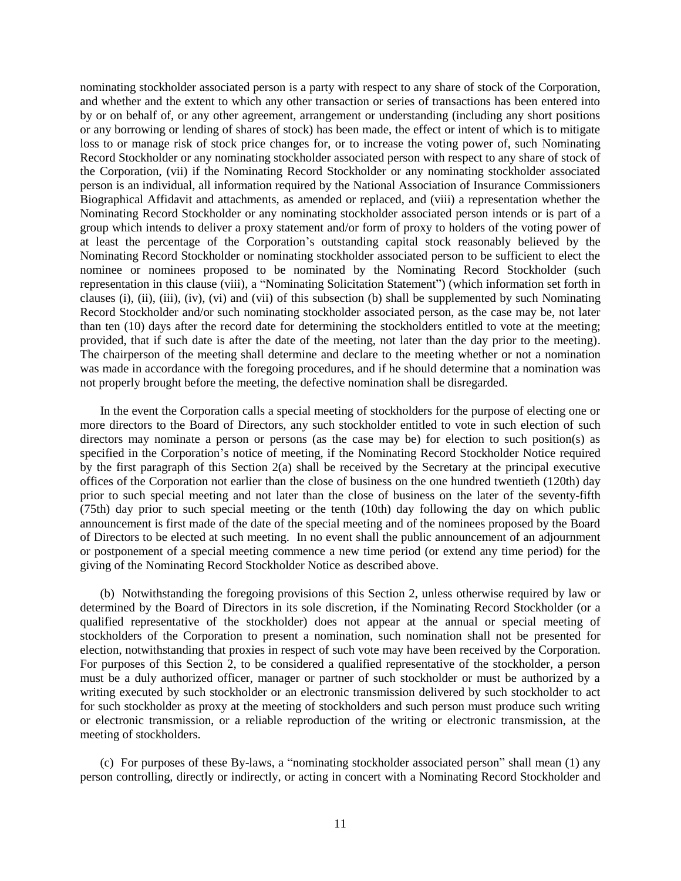nominating stockholder associated person is a party with respect to any share of stock of the Corporation, and whether and the extent to which any other transaction or series of transactions has been entered into by or on behalf of, or any other agreement, arrangement or understanding (including any short positions or any borrowing or lending of shares of stock) has been made, the effect or intent of which is to mitigate loss to or manage risk of stock price changes for, or to increase the voting power of, such Nominating Record Stockholder or any nominating stockholder associated person with respect to any share of stock of the Corporation, (vii) if the Nominating Record Stockholder or any nominating stockholder associated person is an individual, all information required by the National Association of Insurance Commissioners Biographical Affidavit and attachments, as amended or replaced, and (viii) a representation whether the Nominating Record Stockholder or any nominating stockholder associated person intends or is part of a group which intends to deliver a proxy statement and/or form of proxy to holders of the voting power of at least the percentage of the Corporation's outstanding capital stock reasonably believed by the Nominating Record Stockholder or nominating stockholder associated person to be sufficient to elect the nominee or nominees proposed to be nominated by the Nominating Record Stockholder (such representation in this clause (viii), a "Nominating Solicitation Statement") (which information set forth in clauses (i), (ii), (iii), (iv), (vi) and (vii) of this subsection (b) shall be supplemented by such Nominating Record Stockholder and/or such nominating stockholder associated person, as the case may be, not later than ten (10) days after the record date for determining the stockholders entitled to vote at the meeting; provided, that if such date is after the date of the meeting, not later than the day prior to the meeting). The chairperson of the meeting shall determine and declare to the meeting whether or not a nomination was made in accordance with the foregoing procedures, and if he should determine that a nomination was not properly brought before the meeting, the defective nomination shall be disregarded.

In the event the Corporation calls a special meeting of stockholders for the purpose of electing one or more directors to the Board of Directors, any such stockholder entitled to vote in such election of such directors may nominate a person or persons (as the case may be) for election to such position(s) as specified in the Corporation's notice of meeting, if the Nominating Record Stockholder Notice required by the first paragraph of this Section 2(a) shall be received by the Secretary at the principal executive offices of the Corporation not earlier than the close of business on the one hundred twentieth (120th) day prior to such special meeting and not later than the close of business on the later of the seventy-fifth (75th) day prior to such special meeting or the tenth (10th) day following the day on which public announcement is first made of the date of the special meeting and of the nominees proposed by the Board of Directors to be elected at such meeting. In no event shall the public announcement of an adjournment or postponement of a special meeting commence a new time period (or extend any time period) for the giving of the Nominating Record Stockholder Notice as described above.

(b) Notwithstanding the foregoing provisions of this Section 2, unless otherwise required by law or determined by the Board of Directors in its sole discretion, if the Nominating Record Stockholder (or a qualified representative of the stockholder) does not appear at the annual or special meeting of stockholders of the Corporation to present a nomination, such nomination shall not be presented for election, notwithstanding that proxies in respect of such vote may have been received by the Corporation. For purposes of this Section 2, to be considered a qualified representative of the stockholder, a person must be a duly authorized officer, manager or partner of such stockholder or must be authorized by a writing executed by such stockholder or an electronic transmission delivered by such stockholder to act for such stockholder as proxy at the meeting of stockholders and such person must produce such writing or electronic transmission, or a reliable reproduction of the writing or electronic transmission, at the meeting of stockholders.

(c) For purposes of these By-laws, a "nominating stockholder associated person" shall mean (1) any person controlling, directly or indirectly, or acting in concert with a Nominating Record Stockholder and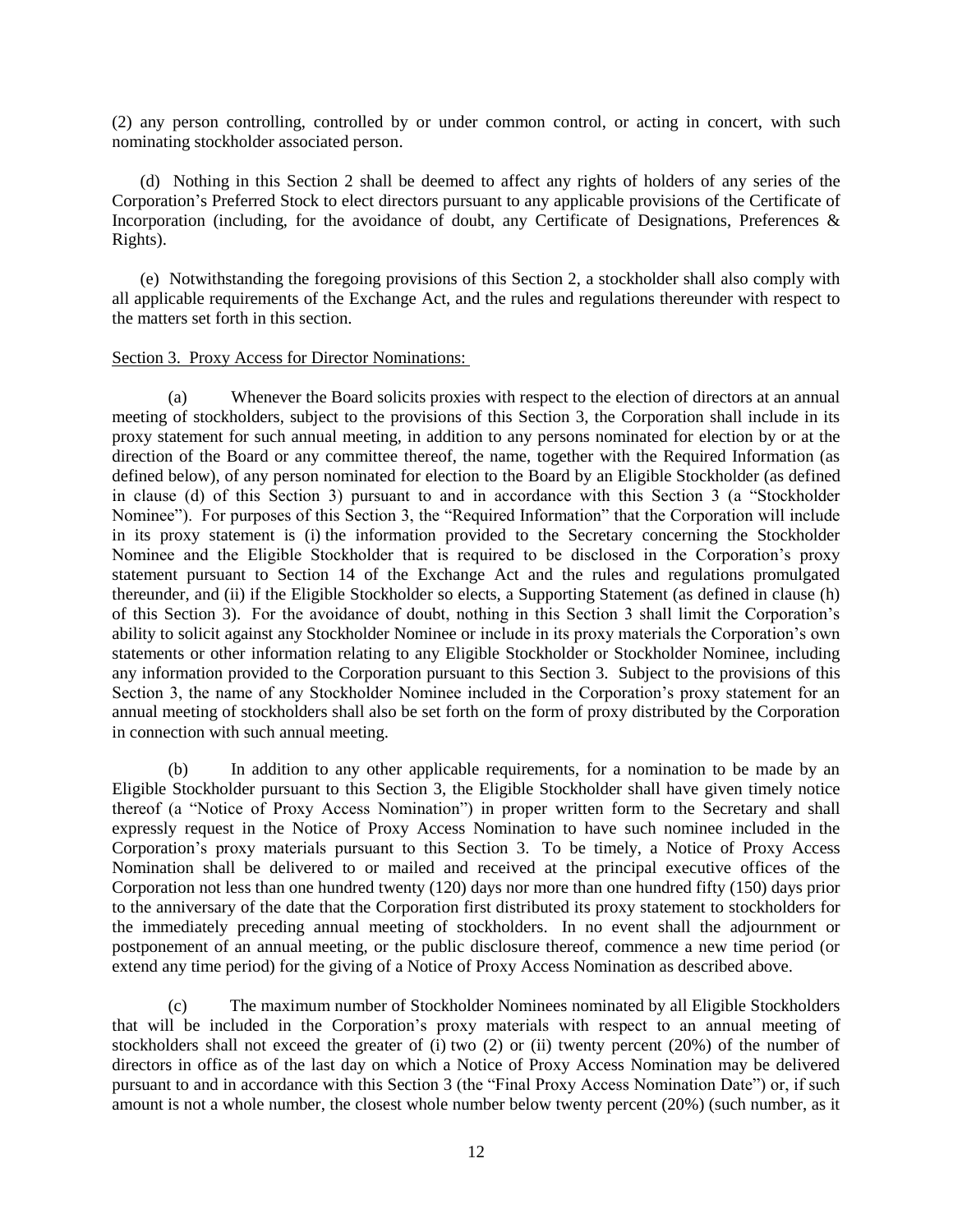(2) any person controlling, controlled by or under common control, or acting in concert, with such nominating stockholder associated person.

(d) Nothing in this Section 2 shall be deemed to affect any rights of holders of any series of the Corporation's Preferred Stock to elect directors pursuant to any applicable provisions of the Certificate of Incorporation (including, for the avoidance of doubt, any Certificate of Designations, Preferences & Rights).

(e) Notwithstanding the foregoing provisions of this Section 2, a stockholder shall also comply with all applicable requirements of the Exchange Act, and the rules and regulations thereunder with respect to the matters set forth in this section.

Section 3. Proxy Access for Director Nominations:

(a) Whenever the Board solicits proxies with respect to the election of directors at an annual meeting of stockholders, subject to the provisions of this Section 3, the Corporation shall include in its proxy statement for such annual meeting, in addition to any persons nominated for election by or at the direction of the Board or any committee thereof, the name, together with the Required Information (as defined below), of any person nominated for election to the Board by an Eligible Stockholder (as defined in clause (d) of this Section 3) pursuant to and in accordance with this Section 3 (a "Stockholder Nominee"). For purposes of this Section 3, the "Required Information" that the Corporation will include in its proxy statement is (i) the information provided to the Secretary concerning the Stockholder Nominee and the Eligible Stockholder that is required to be disclosed in the Corporation's proxy statement pursuant to Section 14 of the Exchange Act and the rules and regulations promulgated thereunder, and (ii) if the Eligible Stockholder so elects, a Supporting Statement (as defined in clause (h) of this Section 3). For the avoidance of doubt, nothing in this Section 3 shall limit the Corporation's ability to solicit against any Stockholder Nominee or include in its proxy materials the Corporation's own statements or other information relating to any Eligible Stockholder or Stockholder Nominee, including any information provided to the Corporation pursuant to this Section 3. Subject to the provisions of this Section 3, the name of any Stockholder Nominee included in the Corporation's proxy statement for an annual meeting of stockholders shall also be set forth on the form of proxy distributed by the Corporation in connection with such annual meeting.

(b) In addition to any other applicable requirements, for a nomination to be made by an Eligible Stockholder pursuant to this Section 3, the Eligible Stockholder shall have given timely notice thereof (a "Notice of Proxy Access Nomination") in proper written form to the Secretary and shall expressly request in the Notice of Proxy Access Nomination to have such nominee included in the Corporation's proxy materials pursuant to this Section 3. To be timely, a Notice of Proxy Access Nomination shall be delivered to or mailed and received at the principal executive offices of the Corporation not less than one hundred twenty (120) days nor more than one hundred fifty (150) days prior to the anniversary of the date that the Corporation first distributed its proxy statement to stockholders for the immediately preceding annual meeting of stockholders. In no event shall the adjournment or postponement of an annual meeting, or the public disclosure thereof, commence a new time period (or extend any time period) for the giving of a Notice of Proxy Access Nomination as described above.

(c) The maximum number of Stockholder Nominees nominated by all Eligible Stockholders that will be included in the Corporation's proxy materials with respect to an annual meeting of stockholders shall not exceed the greater of (i) two (2) or (ii) twenty percent (20%) of the number of directors in office as of the last day on which a Notice of Proxy Access Nomination may be delivered pursuant to and in accordance with this Section 3 (the "Final Proxy Access Nomination Date") or, if such amount is not a whole number, the closest whole number below twenty percent (20%) (such number, as it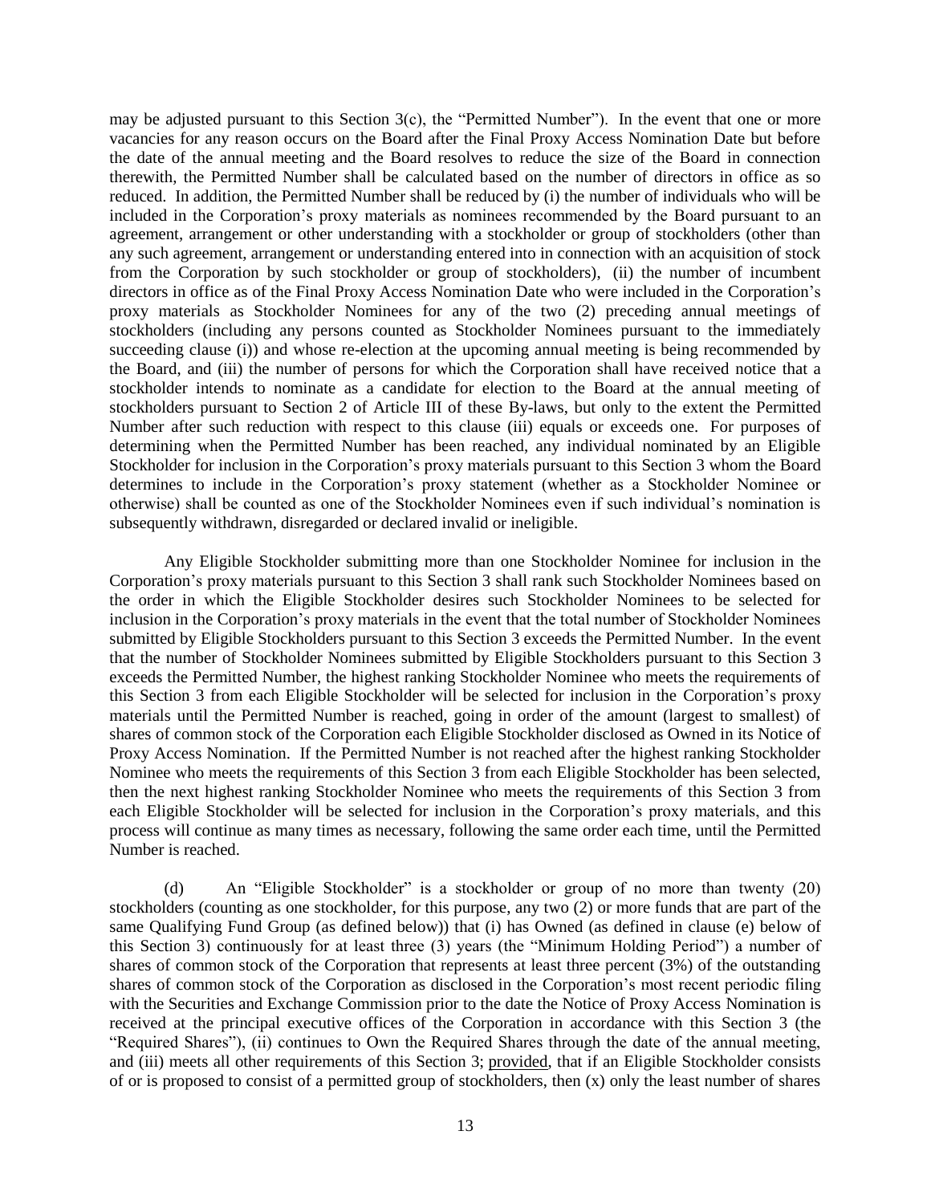may be adjusted pursuant to this Section 3(c), the "Permitted Number"). In the event that one or more vacancies for any reason occurs on the Board after the Final Proxy Access Nomination Date but before the date of the annual meeting and the Board resolves to reduce the size of the Board in connection therewith, the Permitted Number shall be calculated based on the number of directors in office as so reduced. In addition, the Permitted Number shall be reduced by (i) the number of individuals who will be included in the Corporation's proxy materials as nominees recommended by the Board pursuant to an agreement, arrangement or other understanding with a stockholder or group of stockholders (other than any such agreement, arrangement or understanding entered into in connection with an acquisition of stock from the Corporation by such stockholder or group of stockholders), (ii) the number of incumbent directors in office as of the Final Proxy Access Nomination Date who were included in the Corporation's proxy materials as Stockholder Nominees for any of the two (2) preceding annual meetings of stockholders (including any persons counted as Stockholder Nominees pursuant to the immediately succeeding clause (i)) and whose re-election at the upcoming annual meeting is being recommended by the Board, and (iii) the number of persons for which the Corporation shall have received notice that a stockholder intends to nominate as a candidate for election to the Board at the annual meeting of stockholders pursuant to Section 2 of Article III of these By-laws, but only to the extent the Permitted Number after such reduction with respect to this clause (iii) equals or exceeds one. For purposes of determining when the Permitted Number has been reached, any individual nominated by an Eligible Stockholder for inclusion in the Corporation's proxy materials pursuant to this Section 3 whom the Board determines to include in the Corporation's proxy statement (whether as a Stockholder Nominee or otherwise) shall be counted as one of the Stockholder Nominees even if such individual's nomination is subsequently withdrawn, disregarded or declared invalid or ineligible.

Any Eligible Stockholder submitting more than one Stockholder Nominee for inclusion in the Corporation's proxy materials pursuant to this Section 3 shall rank such Stockholder Nominees based on the order in which the Eligible Stockholder desires such Stockholder Nominees to be selected for inclusion in the Corporation's proxy materials in the event that the total number of Stockholder Nominees submitted by Eligible Stockholders pursuant to this Section 3 exceeds the Permitted Number. In the event that the number of Stockholder Nominees submitted by Eligible Stockholders pursuant to this Section 3 exceeds the Permitted Number, the highest ranking Stockholder Nominee who meets the requirements of this Section 3 from each Eligible Stockholder will be selected for inclusion in the Corporation's proxy materials until the Permitted Number is reached, going in order of the amount (largest to smallest) of shares of common stock of the Corporation each Eligible Stockholder disclosed as Owned in its Notice of Proxy Access Nomination. If the Permitted Number is not reached after the highest ranking Stockholder Nominee who meets the requirements of this Section 3 from each Eligible Stockholder has been selected, then the next highest ranking Stockholder Nominee who meets the requirements of this Section 3 from each Eligible Stockholder will be selected for inclusion in the Corporation's proxy materials, and this process will continue as many times as necessary, following the same order each time, until the Permitted Number is reached.

(d) An "Eligible Stockholder" is a stockholder or group of no more than twenty (20) stockholders (counting as one stockholder, for this purpose, any two (2) or more funds that are part of the same Qualifying Fund Group (as defined below)) that (i) has Owned (as defined in clause (e) below of this Section 3) continuously for at least three (3) years (the "Minimum Holding Period") a number of shares of common stock of the Corporation that represents at least three percent (3%) of the outstanding shares of common stock of the Corporation as disclosed in the Corporation's most recent periodic filing with the Securities and Exchange Commission prior to the date the Notice of Proxy Access Nomination is received at the principal executive offices of the Corporation in accordance with this Section 3 (the "Required Shares"), (ii) continues to Own the Required Shares through the date of the annual meeting, and (iii) meets all other requirements of this Section 3; provided, that if an Eligible Stockholder consists of or is proposed to consist of a permitted group of stockholders, then (x) only the least number of shares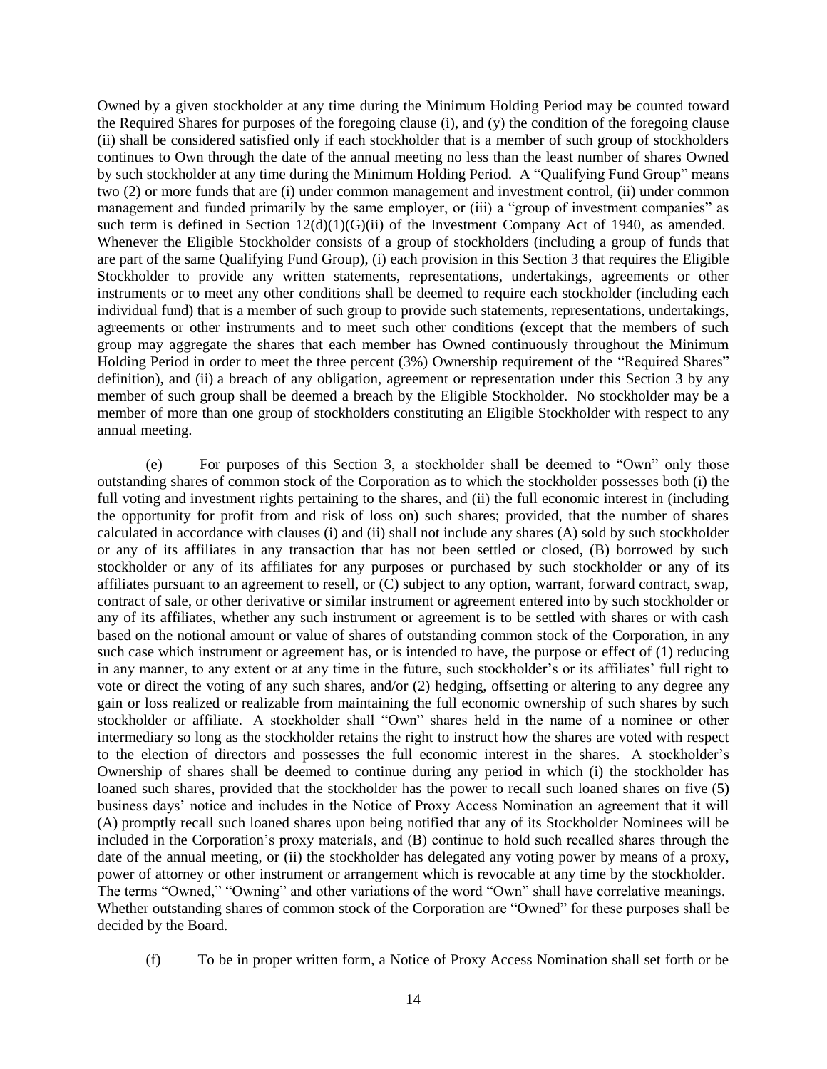Owned by a given stockholder at any time during the Minimum Holding Period may be counted toward the Required Shares for purposes of the foregoing clause (i), and (y) the condition of the foregoing clause (ii) shall be considered satisfied only if each stockholder that is a member of such group of stockholders continues to Own through the date of the annual meeting no less than the least number of shares Owned by such stockholder at any time during the Minimum Holding Period. A "Qualifying Fund Group" means two (2) or more funds that are (i) under common management and investment control, (ii) under common management and funded primarily by the same employer, or (iii) a "group of investment companies" as such term is defined in Section 12(d)(1)(G)(ii) of the Investment Company Act of 1940, as amended. Whenever the Eligible Stockholder consists of a group of stockholders (including a group of funds that are part of the same Qualifying Fund Group), (i) each provision in this Section 3 that requires the Eligible Stockholder to provide any written statements, representations, undertakings, agreements or other instruments or to meet any other conditions shall be deemed to require each stockholder (including each individual fund) that is a member of such group to provide such statements, representations, undertakings, agreements or other instruments and to meet such other conditions (except that the members of such group may aggregate the shares that each member has Owned continuously throughout the Minimum Holding Period in order to meet the three percent (3%) Ownership requirement of the "Required Shares" definition), and (ii) a breach of any obligation, agreement or representation under this Section 3 by any member of such group shall be deemed a breach by the Eligible Stockholder. No stockholder may be a member of more than one group of stockholders constituting an Eligible Stockholder with respect to any annual meeting.

(e) For purposes of this Section 3, a stockholder shall be deemed to "Own" only those outstanding shares of common stock of the Corporation as to which the stockholder possesses both (i) the full voting and investment rights pertaining to the shares, and (ii) the full economic interest in (including the opportunity for profit from and risk of loss on) such shares; provided, that the number of shares calculated in accordance with clauses (i) and (ii) shall not include any shares (A) sold by such stockholder or any of its affiliates in any transaction that has not been settled or closed, (B) borrowed by such stockholder or any of its affiliates for any purposes or purchased by such stockholder or any of its affiliates pursuant to an agreement to resell, or (C) subject to any option, warrant, forward contract, swap, contract of sale, or other derivative or similar instrument or agreement entered into by such stockholder or any of its affiliates, whether any such instrument or agreement is to be settled with shares or with cash based on the notional amount or value of shares of outstanding common stock of the Corporation, in any such case which instrument or agreement has, or is intended to have, the purpose or effect of (1) reducing in any manner, to any extent or at any time in the future, such stockholder's or its affiliates' full right to vote or direct the voting of any such shares, and/or (2) hedging, offsetting or altering to any degree any gain or loss realized or realizable from maintaining the full economic ownership of such shares by such stockholder or affiliate. A stockholder shall "Own" shares held in the name of a nominee or other intermediary so long as the stockholder retains the right to instruct how the shares are voted with respect to the election of directors and possesses the full economic interest in the shares. A stockholder's Ownership of shares shall be deemed to continue during any period in which (i) the stockholder has loaned such shares, provided that the stockholder has the power to recall such loaned shares on five (5) business days' notice and includes in the Notice of Proxy Access Nomination an agreement that it will (A) promptly recall such loaned shares upon being notified that any of its Stockholder Nominees will be included in the Corporation's proxy materials, and (B) continue to hold such recalled shares through the date of the annual meeting, or (ii) the stockholder has delegated any voting power by means of a proxy, power of attorney or other instrument or arrangement which is revocable at any time by the stockholder. The terms "Owned," "Owning" and other variations of the word "Own" shall have correlative meanings. Whether outstanding shares of common stock of the Corporation are "Owned" for these purposes shall be decided by the Board.

(f) To be in proper written form, a Notice of Proxy Access Nomination shall set forth or be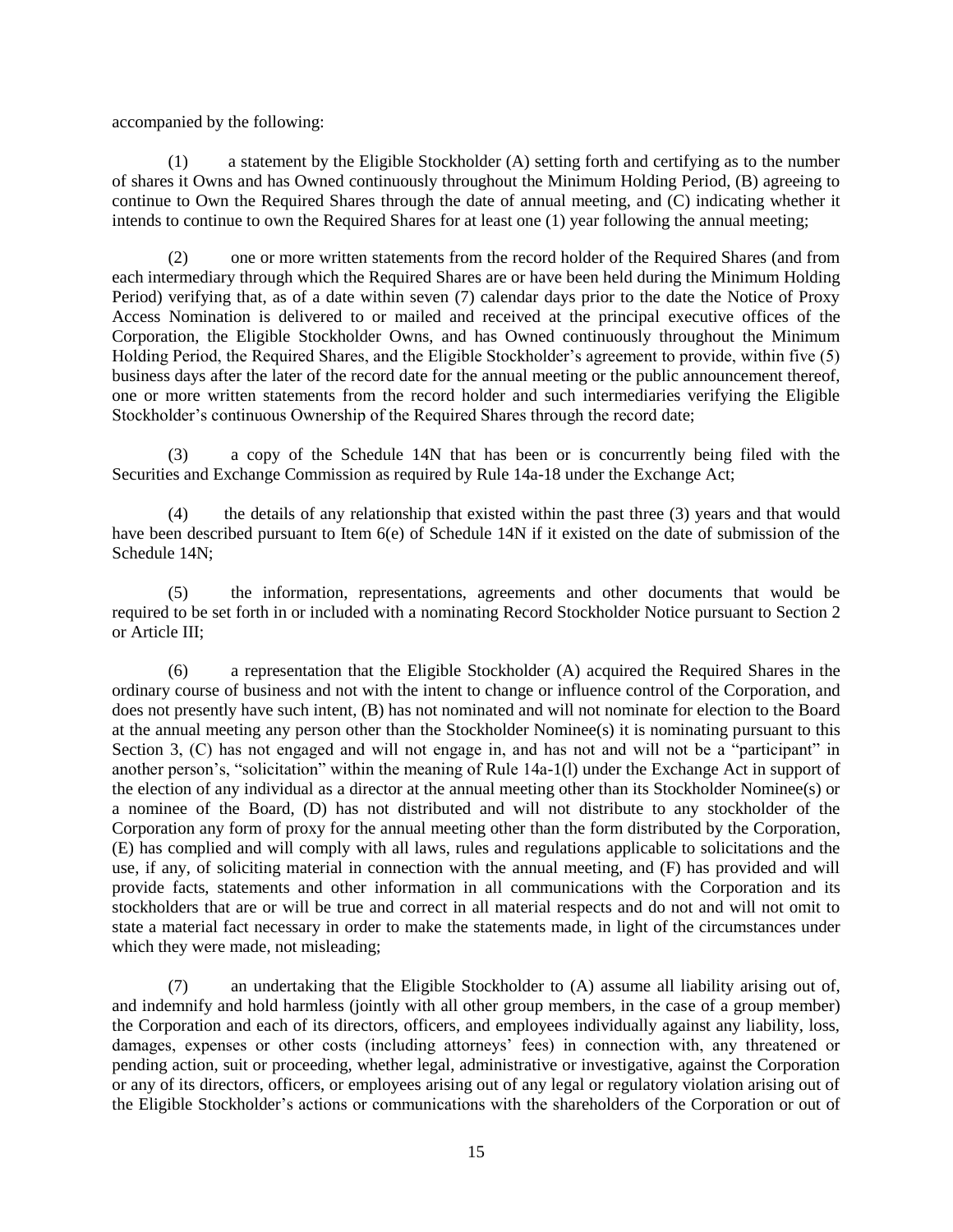accompanied by the following:

(1) a statement by the Eligible Stockholder (A) setting forth and certifying as to the number of shares it Owns and has Owned continuously throughout the Minimum Holding Period, (B) agreeing to continue to Own the Required Shares through the date of annual meeting, and (C) indicating whether it intends to continue to own the Required Shares for at least one (1) year following the annual meeting;

(2) one or more written statements from the record holder of the Required Shares (and from each intermediary through which the Required Shares are or have been held during the Minimum Holding Period) verifying that, as of a date within seven (7) calendar days prior to the date the Notice of Proxy Access Nomination is delivered to or mailed and received at the principal executive offices of the Corporation, the Eligible Stockholder Owns, and has Owned continuously throughout the Minimum Holding Period, the Required Shares, and the Eligible Stockholder's agreement to provide, within five (5) business days after the later of the record date for the annual meeting or the public announcement thereof, one or more written statements from the record holder and such intermediaries verifying the Eligible Stockholder's continuous Ownership of the Required Shares through the record date;

(3) a copy of the Schedule 14N that has been or is concurrently being filed with the Securities and Exchange Commission as required by Rule 14a-18 under the Exchange Act;

(4) the details of any relationship that existed within the past three (3) years and that would have been described pursuant to Item 6(e) of Schedule 14N if it existed on the date of submission of the Schedule 14N;

(5) the information, representations, agreements and other documents that would be required to be set forth in or included with a nominating Record Stockholder Notice pursuant to Section 2 or Article III;

(6) a representation that the Eligible Stockholder (A) acquired the Required Shares in the ordinary course of business and not with the intent to change or influence control of the Corporation, and does not presently have such intent, (B) has not nominated and will not nominate for election to the Board at the annual meeting any person other than the Stockholder Nominee(s) it is nominating pursuant to this Section 3, (C) has not engaged and will not engage in, and has not and will not be a "participant" in another person's, "solicitation" within the meaning of Rule 14a-1(l) under the Exchange Act in support of the election of any individual as a director at the annual meeting other than its Stockholder Nominee(s) or a nominee of the Board, (D) has not distributed and will not distribute to any stockholder of the Corporation any form of proxy for the annual meeting other than the form distributed by the Corporation, (E) has complied and will comply with all laws, rules and regulations applicable to solicitations and the use, if any, of soliciting material in connection with the annual meeting, and (F) has provided and will provide facts, statements and other information in all communications with the Corporation and its stockholders that are or will be true and correct in all material respects and do not and will not omit to state a material fact necessary in order to make the statements made, in light of the circumstances under which they were made, not misleading;

(7) an undertaking that the Eligible Stockholder to (A) assume all liability arising out of, and indemnify and hold harmless (jointly with all other group members, in the case of a group member) the Corporation and each of its directors, officers, and employees individually against any liability, loss, damages, expenses or other costs (including attorneys' fees) in connection with, any threatened or pending action, suit or proceeding, whether legal, administrative or investigative, against the Corporation or any of its directors, officers, or employees arising out of any legal or regulatory violation arising out of the Eligible Stockholder's actions or communications with the shareholders of the Corporation or out of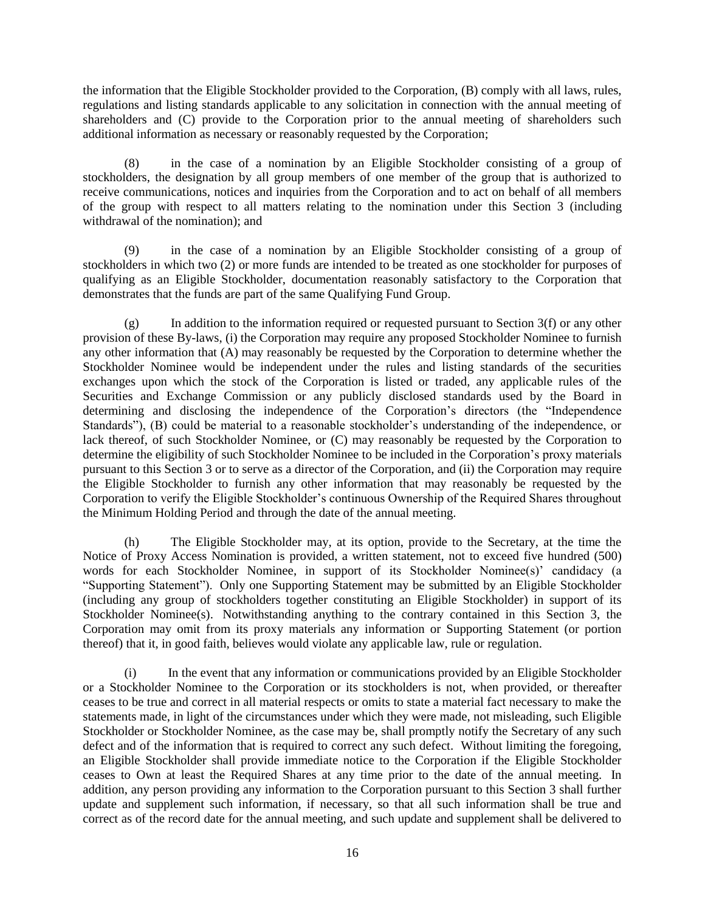the information that the Eligible Stockholder provided to the Corporation, (B) comply with all laws, rules, regulations and listing standards applicable to any solicitation in connection with the annual meeting of shareholders and (C) provide to the Corporation prior to the annual meeting of shareholders such additional information as necessary or reasonably requested by the Corporation;

(8) in the case of a nomination by an Eligible Stockholder consisting of a group of stockholders, the designation by all group members of one member of the group that is authorized to receive communications, notices and inquiries from the Corporation and to act on behalf of all members of the group with respect to all matters relating to the nomination under this Section 3 (including withdrawal of the nomination); and

(9) in the case of a nomination by an Eligible Stockholder consisting of a group of stockholders in which two (2) or more funds are intended to be treated as one stockholder for purposes of qualifying as an Eligible Stockholder, documentation reasonably satisfactory to the Corporation that demonstrates that the funds are part of the same Qualifying Fund Group.

(g) In addition to the information required or requested pursuant to Section 3(f) or any other provision of these By-laws, (i) the Corporation may require any proposed Stockholder Nominee to furnish any other information that (A) may reasonably be requested by the Corporation to determine whether the Stockholder Nominee would be independent under the rules and listing standards of the securities exchanges upon which the stock of the Corporation is listed or traded, any applicable rules of the Securities and Exchange Commission or any publicly disclosed standards used by the Board in determining and disclosing the independence of the Corporation's directors (the "Independence Standards"), (B) could be material to a reasonable stockholder's understanding of the independence, or lack thereof, of such Stockholder Nominee, or (C) may reasonably be requested by the Corporation to determine the eligibility of such Stockholder Nominee to be included in the Corporation's proxy materials pursuant to this Section 3 or to serve as a director of the Corporation, and (ii) the Corporation may require the Eligible Stockholder to furnish any other information that may reasonably be requested by the Corporation to verify the Eligible Stockholder's continuous Ownership of the Required Shares throughout the Minimum Holding Period and through the date of the annual meeting.

(h) The Eligible Stockholder may, at its option, provide to the Secretary, at the time the Notice of Proxy Access Nomination is provided, a written statement, not to exceed five hundred (500) words for each Stockholder Nominee, in support of its Stockholder Nominee(s)' candidacy (a "Supporting Statement"). Only one Supporting Statement may be submitted by an Eligible Stockholder (including any group of stockholders together constituting an Eligible Stockholder) in support of its Stockholder Nominee(s). Notwithstanding anything to the contrary contained in this Section 3, the Corporation may omit from its proxy materials any information or Supporting Statement (or portion thereof) that it, in good faith, believes would violate any applicable law, rule or regulation.

(i) In the event that any information or communications provided by an Eligible Stockholder or a Stockholder Nominee to the Corporation or its stockholders is not, when provided, or thereafter ceases to be true and correct in all material respects or omits to state a material fact necessary to make the statements made, in light of the circumstances under which they were made, not misleading, such Eligible Stockholder or Stockholder Nominee, as the case may be, shall promptly notify the Secretary of any such defect and of the information that is required to correct any such defect. Without limiting the foregoing, an Eligible Stockholder shall provide immediate notice to the Corporation if the Eligible Stockholder ceases to Own at least the Required Shares at any time prior to the date of the annual meeting. In addition, any person providing any information to the Corporation pursuant to this Section 3 shall further update and supplement such information, if necessary, so that all such information shall be true and correct as of the record date for the annual meeting, and such update and supplement shall be delivered to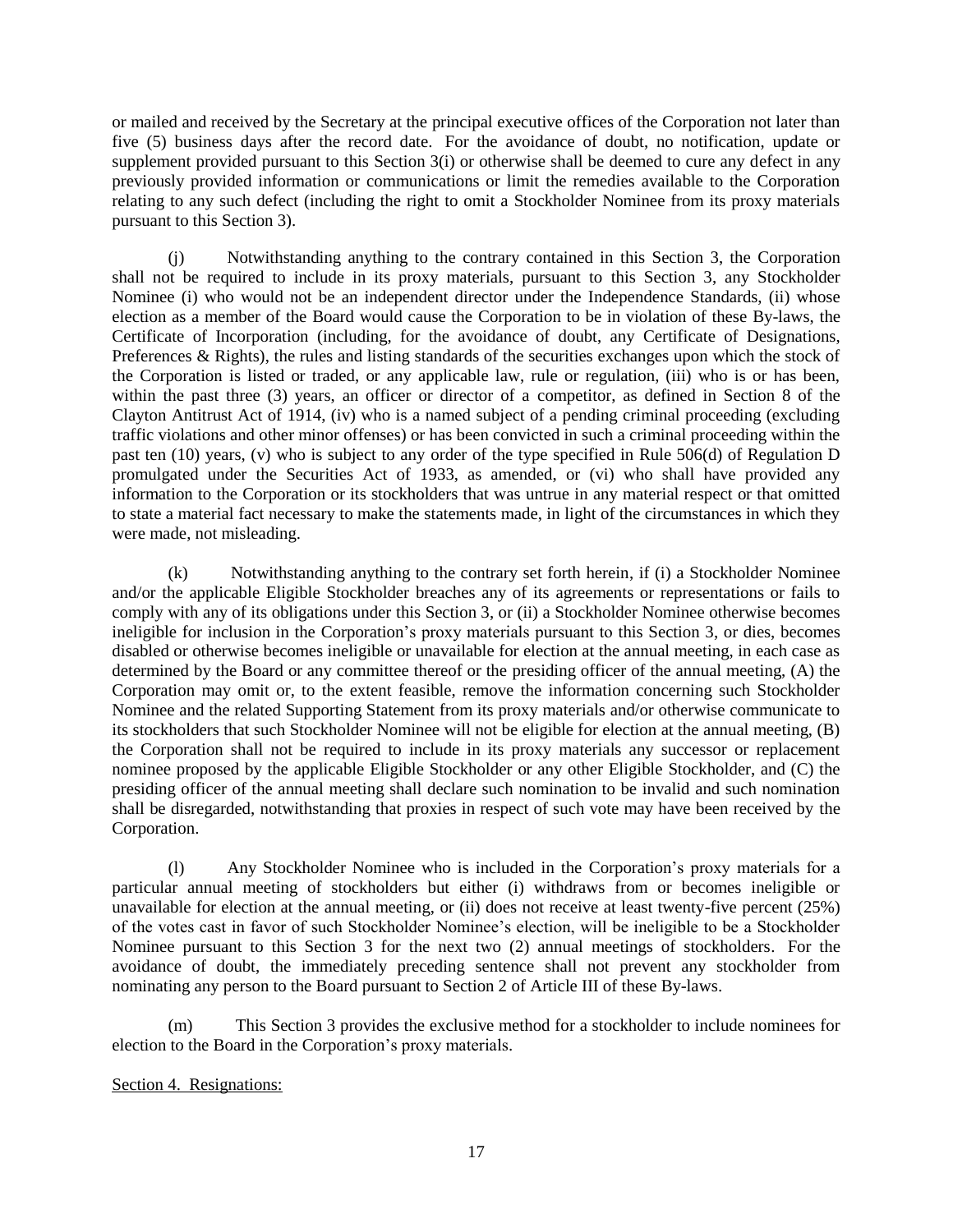or mailed and received by the Secretary at the principal executive offices of the Corporation not later than five (5) business days after the record date. For the avoidance of doubt, no notification, update or supplement provided pursuant to this Section 3(i) or otherwise shall be deemed to cure any defect in any previously provided information or communications or limit the remedies available to the Corporation relating to any such defect (including the right to omit a Stockholder Nominee from its proxy materials pursuant to this Section 3).

(j) Notwithstanding anything to the contrary contained in this Section 3, the Corporation shall not be required to include in its proxy materials, pursuant to this Section 3, any Stockholder Nominee (i) who would not be an independent director under the Independence Standards, (ii) whose election as a member of the Board would cause the Corporation to be in violation of these By-laws, the Certificate of Incorporation (including, for the avoidance of doubt, any Certificate of Designations, Preferences & Rights), the rules and listing standards of the securities exchanges upon which the stock of the Corporation is listed or traded, or any applicable law, rule or regulation, (iii) who is or has been, within the past three (3) years, an officer or director of a competitor, as defined in Section 8 of the Clayton Antitrust Act of 1914, (iv) who is a named subject of a pending criminal proceeding (excluding traffic violations and other minor offenses) or has been convicted in such a criminal proceeding within the past ten (10) years, (v) who is subject to any order of the type specified in Rule 506(d) of Regulation D promulgated under the Securities Act of 1933, as amended, or (vi) who shall have provided any information to the Corporation or its stockholders that was untrue in any material respect or that omitted to state a material fact necessary to make the statements made, in light of the circumstances in which they were made, not misleading.

(k) Notwithstanding anything to the contrary set forth herein, if (i) a Stockholder Nominee and/or the applicable Eligible Stockholder breaches any of its agreements or representations or fails to comply with any of its obligations under this Section 3, or (ii) a Stockholder Nominee otherwise becomes ineligible for inclusion in the Corporation's proxy materials pursuant to this Section 3, or dies, becomes disabled or otherwise becomes ineligible or unavailable for election at the annual meeting, in each case as determined by the Board or any committee thereof or the presiding officer of the annual meeting, (A) the Corporation may omit or, to the extent feasible, remove the information concerning such Stockholder Nominee and the related Supporting Statement from its proxy materials and/or otherwise communicate to its stockholders that such Stockholder Nominee will not be eligible for election at the annual meeting, (B) the Corporation shall not be required to include in its proxy materials any successor or replacement nominee proposed by the applicable Eligible Stockholder or any other Eligible Stockholder, and (C) the presiding officer of the annual meeting shall declare such nomination to be invalid and such nomination shall be disregarded, notwithstanding that proxies in respect of such vote may have been received by the Corporation.

(l) Any Stockholder Nominee who is included in the Corporation's proxy materials for a particular annual meeting of stockholders but either (i) withdraws from or becomes ineligible or unavailable for election at the annual meeting, or (ii) does not receive at least twenty-five percent (25%) of the votes cast in favor of such Stockholder Nominee's election, will be ineligible to be a Stockholder Nominee pursuant to this Section 3 for the next two (2) annual meetings of stockholders. For the avoidance of doubt, the immediately preceding sentence shall not prevent any stockholder from nominating any person to the Board pursuant to Section 2 of Article III of these By-laws.

(m) This Section 3 provides the exclusive method for a stockholder to include nominees for election to the Board in the Corporation's proxy materials.

Section 4. Resignations: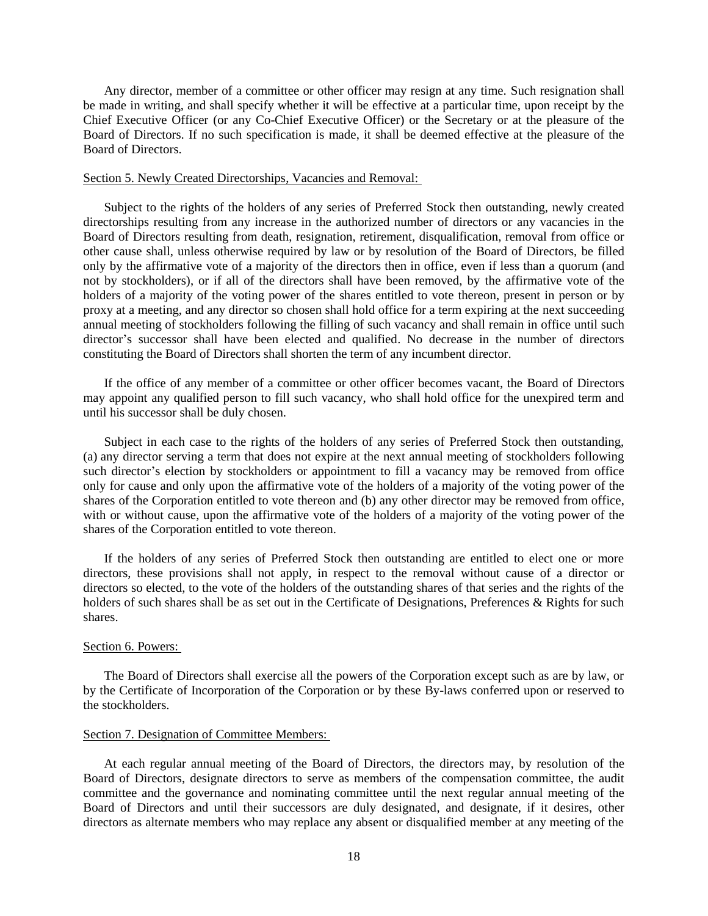Any director, member of a committee or other officer may resign at any time. Such resignation shall be made in writing, and shall specify whether it will be effective at a particular time, upon receipt by the Chief Executive Officer (or any Co-Chief Executive Officer) or the Secretary or at the pleasure of the Board of Directors. If no such specification is made, it shall be deemed effective at the pleasure of the Board of Directors.

Section 5. Newly Created Directorships, Vacancies and Removal:

Subject to the rights of the holders of any series of Preferred Stock then outstanding, newly created directorships resulting from any increase in the authorized number of directors or any vacancies in the Board of Directors resulting from death, resignation, retirement, disqualification, removal from office or other cause shall, unless otherwise required by law or by resolution of the Board of Directors, be filled only by the affirmative vote of a majority of the directors then in office, even if less than a quorum (and not by stockholders), or if all of the directors shall have been removed, by the affirmative vote of the holders of a majority of the voting power of the shares entitled to vote thereon, present in person or by proxy at a meeting, and any director so chosen shall hold office for a term expiring at the next succeeding annual meeting of stockholders following the filling of such vacancy and shall remain in office until such director's successor shall have been elected and qualified. No decrease in the number of directors constituting the Board of Directors shall shorten the term of any incumbent director.

If the office of any member of a committee or other officer becomes vacant, the Board of Directors may appoint any qualified person to fill such vacancy, who shall hold office for the unexpired term and until his successor shall be duly chosen.

Subject in each case to the rights of the holders of any series of Preferred Stock then outstanding, (a) any director serving a term that does not expire at the next annual meeting of stockholders following such director's election by stockholders or appointment to fill a vacancy may be removed from office only for cause and only upon the affirmative vote of the holders of a majority of the voting power of the shares of the Corporation entitled to vote thereon and (b) any other director may be removed from office, with or without cause, upon the affirmative vote of the holders of a majority of the voting power of the shares of the Corporation entitled to vote thereon.

If the holders of any series of Preferred Stock then outstanding are entitled to elect one or more directors, these provisions shall not apply, in respect to the removal without cause of a director or directors so elected, to the vote of the holders of the outstanding shares of that series and the rights of the holders of such shares shall be as set out in the Certificate of Designations, Preferences & Rights for such shares.

Section 6. Powers:

The Board of Directors shall exercise all the powers of the Corporation except such as are by law, or by the Certificate of Incorporation of the Corporation or by these By-laws conferred upon or reserved to the stockholders.

Section 7. Designation of Committee Members:

At each regular annual meeting of the Board of Directors, the directors may, by resolution of the Board of Directors, designate directors to serve as members of the compensation committee, the audit committee and the governance and nominating committee until the next regular annual meeting of the Board of Directors and until their successors are duly designated, and designate, if it desires, other directors as alternate members who may replace any absent or disqualified member at any meeting of the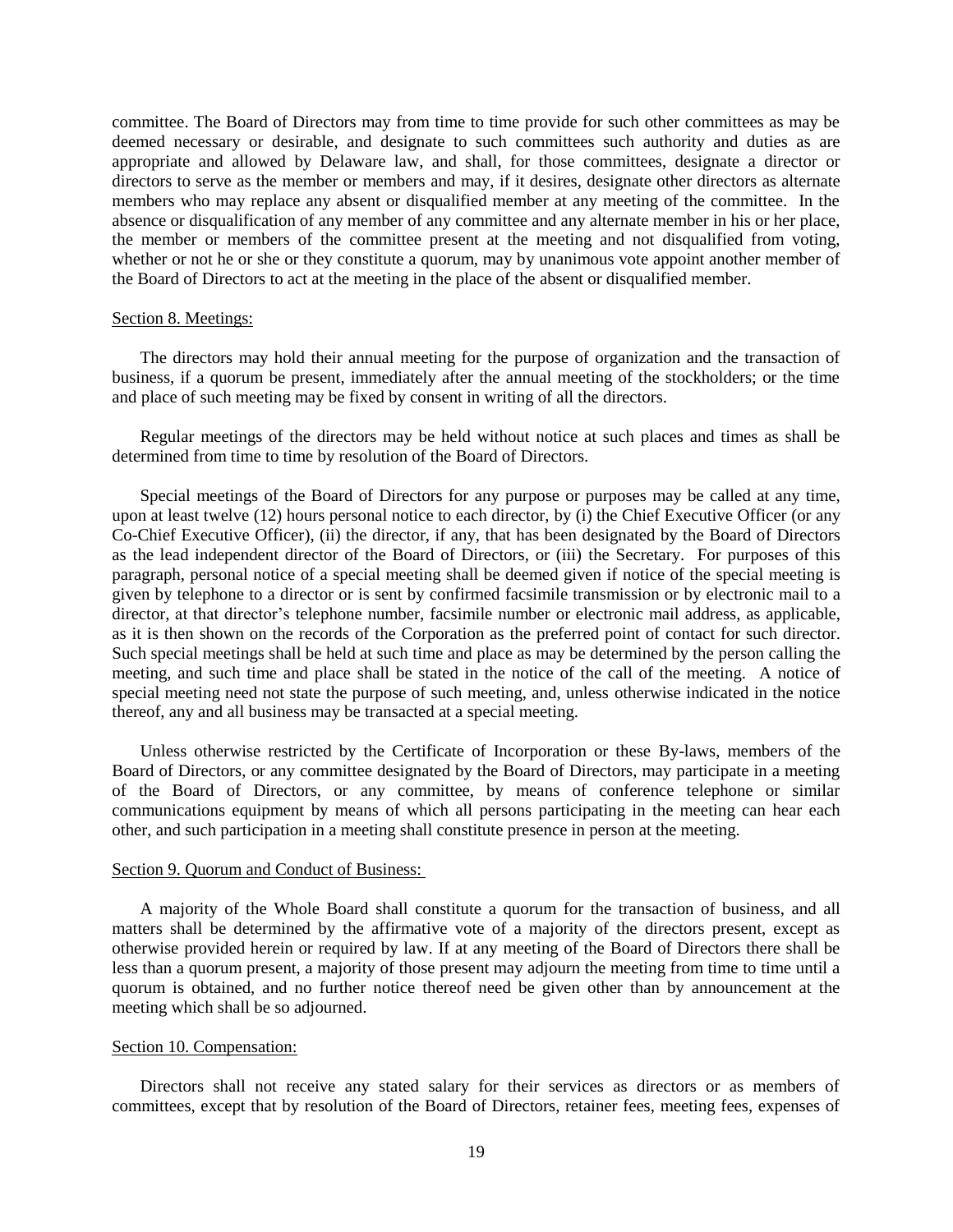committee. The Board of Directors may from time to time provide for such other committees as may be deemed necessary or desirable, and designate to such committees such authority and duties as are appropriate and allowed by Delaware law, and shall, for those committees, designate a director or directors to serve as the member or members and may, if it desires, designate other directors as alternate members who may replace any absent or disqualified member at any meeting of the committee. In the absence or disqualification of any member of any committee and any alternate member in his or her place, the member or members of the committee present at the meeting and not disqualified from voting, whether or not he or she or they constitute a quorum, may by unanimous vote appoint another member of the Board of Directors to act at the meeting in the place of the absent or disqualified member.

Section 8. Meetings:

The directors may hold their annual meeting for the purpose of organization and the transaction of business, if a quorum be present, immediately after the annual meeting of the stockholders; or the time and place of such meeting may be fixed by consent in writing of all the directors.

Regular meetings of the directors may be held without notice at such places and times as shall be determined from time to time by resolution of the Board of Directors.

Special meetings of the Board of Directors for any purpose or purposes may be called at any time, upon at least twelve (12) hours personal notice to each director, by (i) the Chief Executive Officer (or any Co-Chief Executive Officer), (ii) the director, if any, that has been designated by the Board of Directors as the lead independent director of the Board of Directors, or (iii) the Secretary. For purposes of this paragraph, personal notice of a special meeting shall be deemed given if notice of the special meeting is given by telephone to a director or is sent by confirmed facsimile transmission or by electronic mail to a director, at that director's telephone number, facsimile number or electronic mail address, as applicable, as it is then shown on the records of the Corporation as the preferred point of contact for such director. Such special meetings shall be held at such time and place as may be determined by the person calling the meeting, and such time and place shall be stated in the notice of the call of the meeting. A notice of special meeting need not state the purpose of such meeting, and, unless otherwise indicated in the notice thereof, any and all business may be transacted at a special meeting.

Unless otherwise restricted by the Certificate of Incorporation or these By-laws, members of the Board of Directors, or any committee designated by the Board of Directors, may participate in a meeting of the Board of Directors, or any committee, by means of conference telephone or similar communications equipment by means of which all persons participating in the meeting can hear each other, and such participation in a meeting shall constitute presence in person at the meeting.

Section 9. Quorum and Conduct of Business:

A majority of the Whole Board shall constitute a quorum for the transaction of business, and all matters shall be determined by the affirmative vote of a majority of the directors present, except as otherwise provided herein or required by law. If at any meeting of the Board of Directors there shall be less than a quorum present, a majority of those present may adjourn the meeting from time to time until a quorum is obtained, and no further notice thereof need be given other than by announcement at the meeting which shall be so adjourned.

Section 10. Compensation:

Directors shall not receive any stated salary for their services as directors or as members of committees, except that by resolution of the Board of Directors, retainer fees, meeting fees, expenses of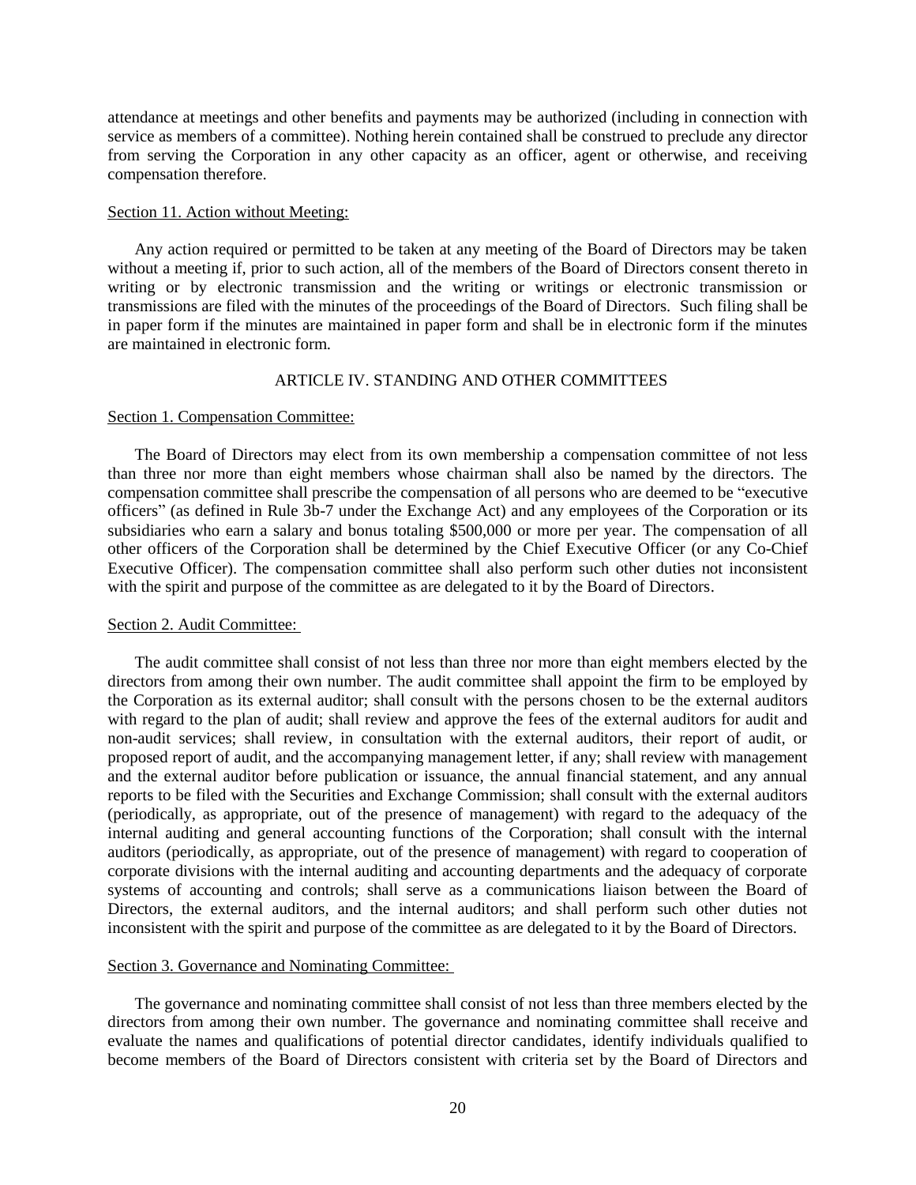attendance at meetings and other benefits and payments may be authorized (including in connection with service as members of a committee). Nothing herein contained shall be construed to preclude any director from serving the Corporation in any other capacity as an officer, agent or otherwise, and receiving compensation therefore.

Section 11. Action without Meeting:

Any action required or permitted to be taken at any meeting of the Board of Directors may be taken without a meeting if, prior to such action, all of the members of the Board of Directors consent thereto in writing or by electronic transmission and the writing or writings or electronic transmission or transmissions are filed with the minutes of the proceedings of the Board of Directors. Such filing shall be in paper form if the minutes are maintained in paper form and shall be in electronic form if the minutes are maintained in electronic form.

## ARTICLE IV. STANDING AND OTHER COMMITTEES

Section 1. Compensation Committee:

The Board of Directors may elect from its own membership a compensation committee of not less than three nor more than eight members whose chairman shall also be named by the directors. The compensation committee shall prescribe the compensation of all persons who are deemed to be "executive officers" (as defined in Rule 3b-7 under the Exchange Act) and any employees of the Corporation or its subsidiaries who earn a salary and bonus totaling $500,000 or more per year. The compensation of all other officers of the Corporation shall be determined by the Chief Executive Officer (or any Co-Chief Executive Officer). The compensation committee shall also perform such other duties not inconsistent with the spirit and purpose of the committee as are delegated to it by the Board of Directors.

Section 2. Audit Committee:

The audit committee shall consist of not less than three nor more than eight members elected by the directors from among their own number. The audit committee shall appoint the firm to be employed by the Corporation as its external auditor; shall consult with the persons chosen to be the external auditors with regard to the plan of audit; shall review and approve the fees of the external auditors for audit and non-audit services; shall review, in consultation with the external auditors, their report of audit, or proposed report of audit, and the accompanying management letter, if any; shall review with management and the external auditor before publication or issuance, the annual financial statement, and any annual reports to be filed with the Securities and Exchange Commission; shall consult with the external auditors (periodically, as appropriate, out of the presence of management) with regard to the adequacy of the internal auditing and general accounting functions of the Corporation; shall consult with the internal auditors (periodically, as appropriate, out of the presence of management) with regard to cooperation of corporate divisions with the internal auditing and accounting departments and the adequacy of corporate systems of accounting and controls; shall serve as a communications liaison between the Board of Directors, the external auditors, and the internal auditors; and shall perform such other duties not inconsistent with the spirit and purpose of the committee as are delegated to it by the Board of Directors.

Section 3. Governance and Nominating Committee:

The governance and nominating committee shall consist of not less than three members elected by the directors from among their own number. The governance and nominating committee shall receive and evaluate the names and qualifications of potential director candidates, identify individuals qualified to become members of the Board of Directors consistent with criteria set by the Board of Directors and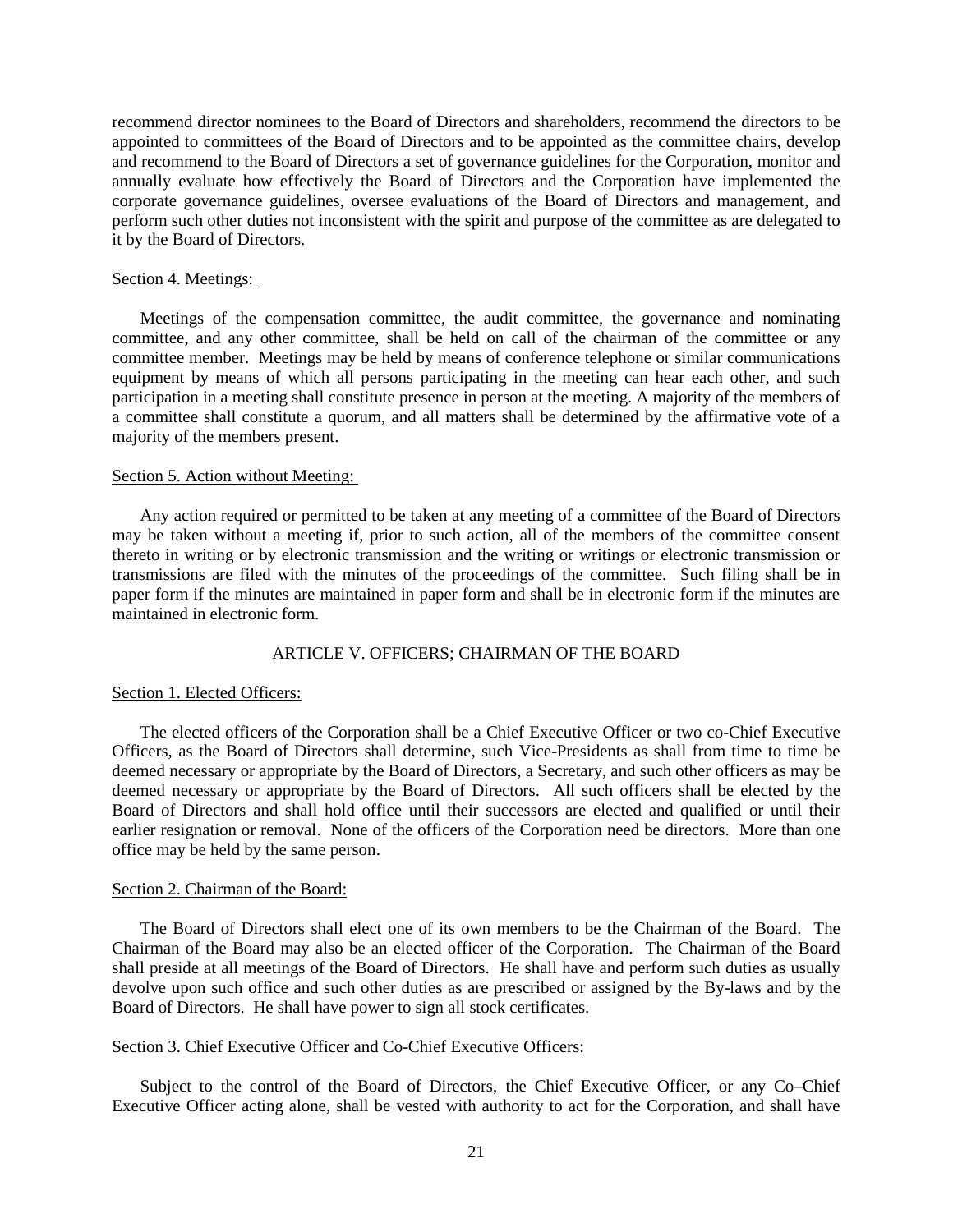recommend director nominees to the Board of Directors and shareholders, recommend the directors to be appointed to committees of the Board of Directors and to be appointed as the committee chairs, develop and recommend to the Board of Directors a set of governance guidelines for the Corporation, monitor and annually evaluate how effectively the Board of Directors and the Corporation have implemented the corporate governance guidelines, oversee evaluations of the Board of Directors and management, and perform such other duties not inconsistent with the spirit and purpose of the committee as are delegated to it by the Board of Directors.

Section 4. Meetings:

Meetings of the compensation committee, the audit committee, the governance and nominating committee, and any other committee, shall be held on call of the chairman of the committee or any committee member. Meetings may be held by means of conference telephone or similar communications equipment by means of which all persons participating in the meeting can hear each other, and such participation in a meeting shall constitute presence in person at the meeting. A majority of the members of a committee shall constitute a quorum, and all matters shall be determined by the affirmative vote of a majority of the members present.

Section 5. Action without Meeting:

Any action required or permitted to be taken at any meeting of a committee of the Board of Directors may be taken without a meeting if, prior to such action, all of the members of the committee consent thereto in writing or by electronic transmission and the writing or writings or electronic transmission or transmissions are filed with the minutes of the proceedings of the committee. Such filing shall be in paper form if the minutes are maintained in paper form and shall be in electronic form if the minutes are maintained in electronic form.

## ARTICLE V. OFFICERS; CHAIRMAN OF THE BOARD

Section 1. Elected Officers:

The elected officers of the Corporation shall be a Chief Executive Officer or two co-Chief Executive Officers, as the Board of Directors shall determine, such Vice-Presidents as shall from time to time be deemed necessary or appropriate by the Board of Directors, a Secretary, and such other officers as may be deemed necessary or appropriate by the Board of Directors. All such officers shall be elected by the Board of Directors and shall hold office until their successors are elected and qualified or until their earlier resignation or removal. None of the officers of the Corporation need be directors. More than one office may be held by the same person.

Section 2. Chairman of the Board:

The Board of Directors shall elect one of its own members to be the Chairman of the Board. The Chairman of the Board may also be an elected officer of the Corporation. The Chairman of the Board shall preside at all meetings of the Board of Directors. He shall have and perform such duties as usually devolve upon such office and such other duties as are prescribed or assigned by the By-laws and by the Board of Directors. He shall have power to sign all stock certificates.

Section 3. Chief Executive Officer and Co-Chief Executive Officers:

Subject to the control of the Board of Directors, the Chief Executive Officer, or any Co–Chief Executive Officer acting alone, shall be vested with authority to act for the Corporation, and shall have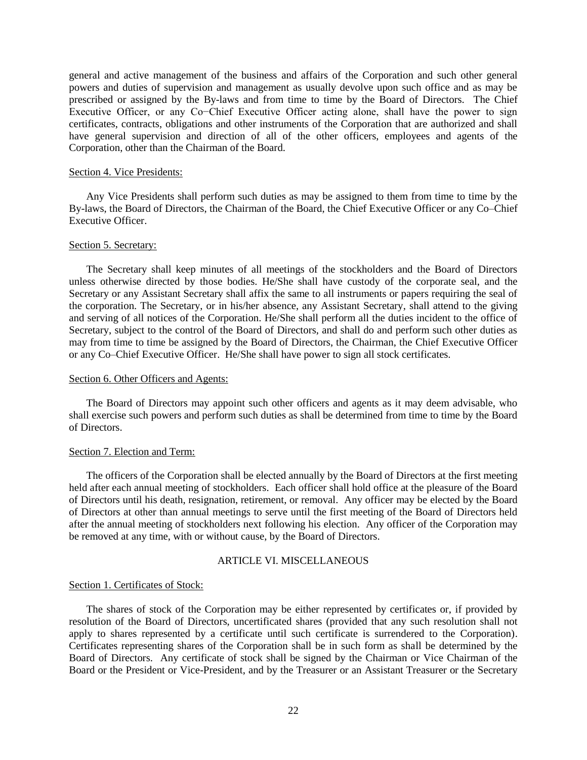general and active management of the business and affairs of the Corporation and such other general powers and duties of supervision and management as usually devolve upon such office and as may be prescribed or assigned by the By-laws and from time to time by the Board of Directors. The Chief Executive Officer, or any Co−Chief Executive Officer acting alone, shall have the power to sign certificates, contracts, obligations and other instruments of the Corporation that are authorized and shall have general supervision and direction of all of the other officers, employees and agents of the Corporation, other than the Chairman of the Board.

Section 4. Vice Presidents:

Any Vice Presidents shall perform such duties as may be assigned to them from time to time by the By-laws, the Board of Directors, the Chairman of the Board, the Chief Executive Officer or any Co–Chief Executive Officer.

Section 5. Secretary:

The Secretary shall keep minutes of all meetings of the stockholders and the Board of Directors unless otherwise directed by those bodies. He/She shall have custody of the corporate seal, and the Secretary or any Assistant Secretary shall affix the same to all instruments or papers requiring the seal of the corporation. The Secretary, or in his/her absence, any Assistant Secretary, shall attend to the giving and serving of all notices of the Corporation. He/She shall perform all the duties incident to the office of Secretary, subject to the control of the Board of Directors, and shall do and perform such other duties as may from time to time be assigned by the Board of Directors, the Chairman, the Chief Executive Officer or any Co–Chief Executive Officer. He/She shall have power to sign all stock certificates.

Section 6. Other Officers and Agents:

The Board of Directors may appoint such other officers and agents as it may deem advisable, who shall exercise such powers and perform such duties as shall be determined from time to time by the Board of Directors.

Section 7. Election and Term:

The officers of the Corporation shall be elected annually by the Board of Directors at the first meeting held after each annual meeting of stockholders. Each officer shall hold office at the pleasure of the Board of Directors until his death, resignation, retirement, or removal. Any officer may be elected by the Board of Directors at other than annual meetings to serve until the first meeting of the Board of Directors held after the annual meeting of stockholders next following his election. Any officer of the Corporation may be removed at any time, with or without cause, by the Board of Directors.

## ARTICLE VI. MISCELLANEOUS

Section 1. Certificates of Stock:

The shares of stock of the Corporation may be either represented by certificates or, if provided by resolution of the Board of Directors, uncertificated shares (provided that any such resolution shall not apply to shares represented by a certificate until such certificate is surrendered to the Corporation). Certificates representing shares of the Corporation shall be in such form as shall be determined by the Board of Directors. Any certificate of stock shall be signed by the Chairman or Vice Chairman of the Board or the President or Vice-President, and by the Treasurer or an Assistant Treasurer or the Secretary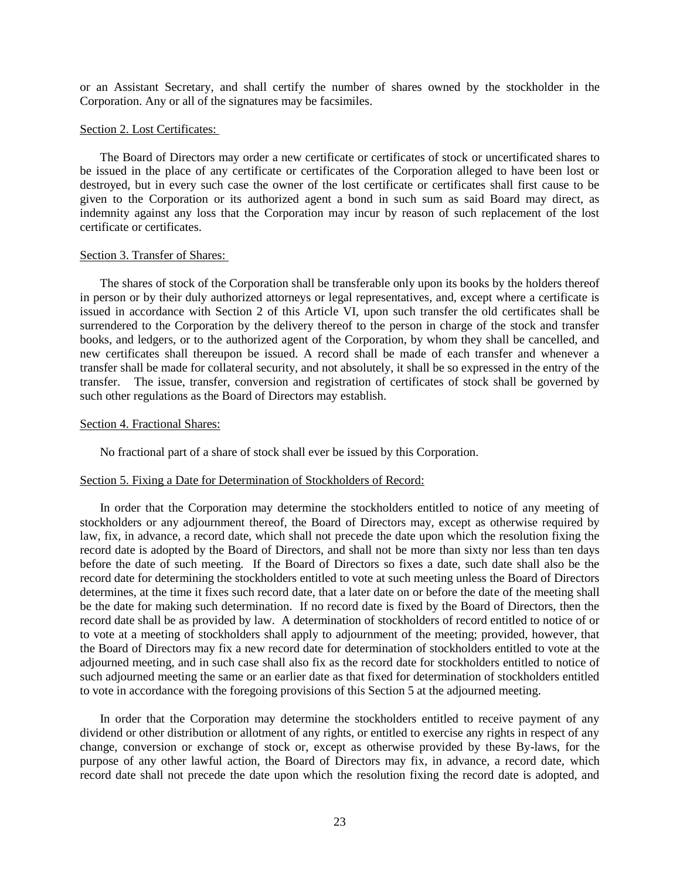or an Assistant Secretary, and shall certify the number of shares owned by the stockholder in the Corporation. Any or all of the signatures may be facsimiles.

Section 2. Lost Certificates:

The Board of Directors may order a new certificate or certificates of stock or uncertificated shares to be issued in the place of any certificate or certificates of the Corporation alleged to have been lost or destroyed, but in every such case the owner of the lost certificate or certificates shall first cause to be given to the Corporation or its authorized agent a bond in such sum as said Board may direct, as indemnity against any loss that the Corporation may incur by reason of such replacement of the lost certificate or certificates.

Section 3. Transfer of Shares:

The shares of stock of the Corporation shall be transferable only upon its books by the holders thereof in person or by their duly authorized attorneys or legal representatives, and, except where a certificate is issued in accordance with Section 2 of this Article VI, upon such transfer the old certificates shall be surrendered to the Corporation by the delivery thereof to the person in charge of the stock and transfer books, and ledgers, or to the authorized agent of the Corporation, by whom they shall be cancelled, and new certificates shall thereupon be issued. A record shall be made of each transfer and whenever a transfer shall be made for collateral security, and not absolutely, it shall be so expressed in the entry of the transfer. The issue, transfer, conversion and registration of certificates of stock shall be governed by such other regulations as the Board of Directors may establish.

Section 4. Fractional Shares:

No fractional part of a share of stock shall ever be issued by this Corporation.

Section 5. Fixing a Date for Determination of Stockholders of Record:

In order that the Corporation may determine the stockholders entitled to notice of any meeting of stockholders or any adjournment thereof, the Board of Directors may, except as otherwise required by law, fix, in advance, a record date, which shall not precede the date upon which the resolution fixing the record date is adopted by the Board of Directors, and shall not be more than sixty nor less than ten days before the date of such meeting. If the Board of Directors so fixes a date, such date shall also be the record date for determining the stockholders entitled to vote at such meeting unless the Board of Directors determines, at the time it fixes such record date, that a later date on or before the date of the meeting shall be the date for making such determination. If no record date is fixed by the Board of Directors, then the record date shall be as provided by law. A determination of stockholders of record entitled to notice of or to vote at a meeting of stockholders shall apply to adjournment of the meeting; provided, however, that the Board of Directors may fix a new record date for determination of stockholders entitled to vote at the adjourned meeting, and in such case shall also fix as the record date for stockholders entitled to notice of such adjourned meeting the same or an earlier date as that fixed for determination of stockholders entitled to vote in accordance with the foregoing provisions of this Section 5 at the adjourned meeting.

In order that the Corporation may determine the stockholders entitled to receive payment of any dividend or other distribution or allotment of any rights, or entitled to exercise any rights in respect of any change, conversion or exchange of stock or, except as otherwise provided by these By-laws, for the purpose of any other lawful action, the Board of Directors may fix, in advance, a record date, which record date shall not precede the date upon which the resolution fixing the record date is adopted, and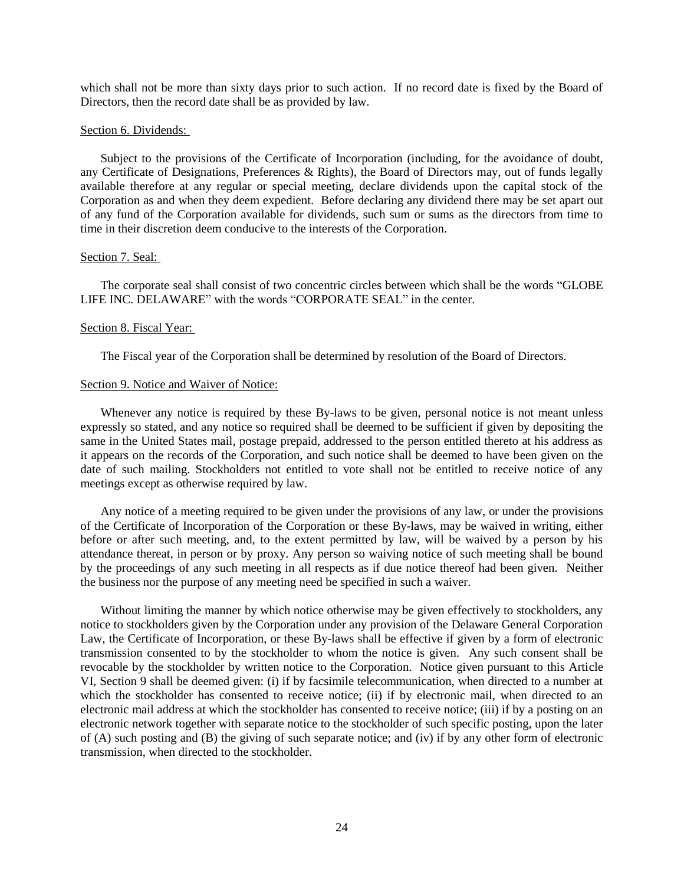which shall not be more than sixty days prior to such action. If no record date is fixed by the Board of Directors, then the record date shall be as provided by law.

Section 6. Dividends:

Subject to the provisions of the Certificate of Incorporation (including, for the avoidance of doubt, any Certificate of Designations, Preferences & Rights), the Board of Directors may, out of funds legally available therefore at any regular or special meeting, declare dividends upon the capital stock of the Corporation as and when they deem expedient. Before declaring any dividend there may be set apart out of any fund of the Corporation available for dividends, such sum or sums as the directors from time to time in their discretion deem conducive to the interests of the Corporation.

Section 7. Seal:

The corporate seal shall consist of two concentric circles between which shall be the words "GLOBE LIFE INC. DELAWARE" with the words "CORPORATE SEAL" in the center.

Section 8. Fiscal Year:

The Fiscal year of the Corporation shall be determined by resolution of the Board of Directors.

Section 9. Notice and Waiver of Notice:

Whenever any notice is required by these By-laws to be given, personal notice is not meant unless expressly so stated, and any notice so required shall be deemed to be sufficient if given by depositing the same in the United States mail, postage prepaid, addressed to the person entitled thereto at his address as it appears on the records of the Corporation, and such notice shall be deemed to have been given on the date of such mailing. Stockholders not entitled to vote shall not be entitled to receive notice of any meetings except as otherwise required by law.

Any notice of a meeting required to be given under the provisions of any law, or under the provisions of the Certificate of Incorporation of the Corporation or these By-laws, may be waived in writing, either before or after such meeting, and, to the extent permitted by law, will be waived by a person by his attendance thereat, in person or by proxy. Any person so waiving notice of such meeting shall be bound by the proceedings of any such meeting in all respects as if due notice thereof had been given. Neither the business nor the purpose of any meeting need be specified in such a waiver.

Without limiting the manner by which notice otherwise may be given effectively to stockholders, any notice to stockholders given by the Corporation under any provision of the Delaware General Corporation Law, the Certificate of Incorporation, or these By-laws shall be effective if given by a form of electronic transmission consented to by the stockholder to whom the notice is given. Any such consent shall be revocable by the stockholder by written notice to the Corporation. Notice given pursuant to this Article VI, Section 9 shall be deemed given: (i) if by facsimile telecommunication, when directed to a number at which the stockholder has consented to receive notice; (ii) if by electronic mail, when directed to an electronic mail address at which the stockholder has consented to receive notice; (iii) if by a posting on an electronic network together with separate notice to the stockholder of such specific posting, upon the later of (A) such posting and (B) the giving of such separate notice; and (iv) if by any other form of electronic transmission, when directed to the stockholder.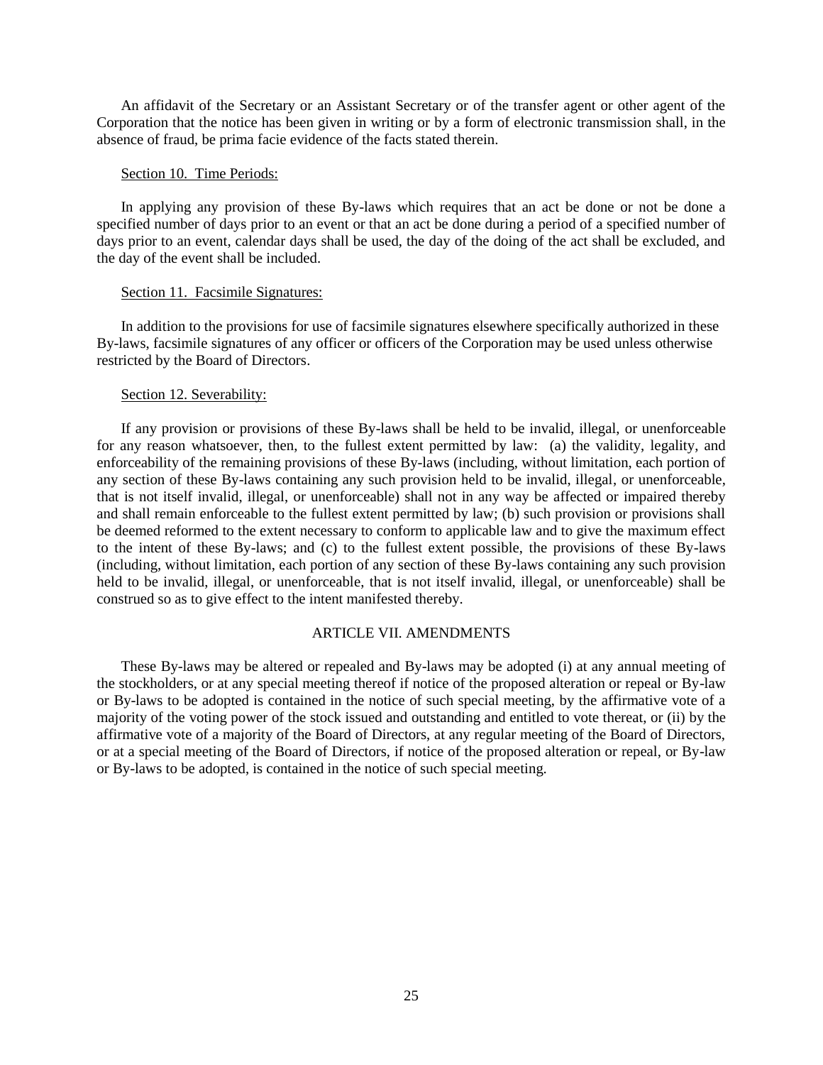An affidavit of the Secretary or an Assistant Secretary or of the transfer agent or other agent of the Corporation that the notice has been given in writing or by a form of electronic transmission shall, in the absence of fraud, be prima facie evidence of the facts stated therein.

Section 10. Time Periods:

In applying any provision of these By-laws which requires that an act be done or not be done a specified number of days prior to an event or that an act be done during a period of a specified number of days prior to an event, calendar days shall be used, the day of the doing of the act shall be excluded, and the day of the event shall be included.

Section 11. Facsimile Signatures:

In addition to the provisions for use of facsimile signatures elsewhere specifically authorized in these By-laws, facsimile signatures of any officer or officers of the Corporation may be used unless otherwise restricted by the Board of Directors.

Section 12. Severability:

If any provision or provisions of these By-laws shall be held to be invalid, illegal, or unenforceable for any reason whatsoever, then, to the fullest extent permitted by law: (a) the validity, legality, and enforceability of the remaining provisions of these By-laws (including, without limitation, each portion of any section of these By-laws containing any such provision held to be invalid, illegal, or unenforceable, that is not itself invalid, illegal, or unenforceable) shall not in any way be affected or impaired thereby and shall remain enforceable to the fullest extent permitted by law; (b) such provision or provisions shall be deemed reformed to the extent necessary to conform to applicable law and to give the maximum effect to the intent of these By-laws; and (c) to the fullest extent possible, the provisions of these By-laws (including, without limitation, each portion of any section of these By-laws containing any such provision held to be invalid, illegal, or unenforceable, that is not itself invalid, illegal, or unenforceable) shall be construed so as to give effect to the intent manifested thereby.

## ARTICLE VII. AMENDMENTS

These By-laws may be altered or repealed and By-laws may be adopted (i) at any annual meeting of the stockholders, or at any special meeting thereof if notice of the proposed alteration or repeal or By-law or By-laws to be adopted is contained in the notice of such special meeting, by the affirmative vote of a majority of the voting power of the stock issued and outstanding and entitled to vote thereat, or (ii) by the affirmative vote of a majority of the Board of Directors, at any regular meeting of the Board of Directors, or at a special meeting of the Board of Directors, if notice of the proposed alteration or repeal, or By-law or By-laws to be adopted, is contained in the notice of such special meeting.